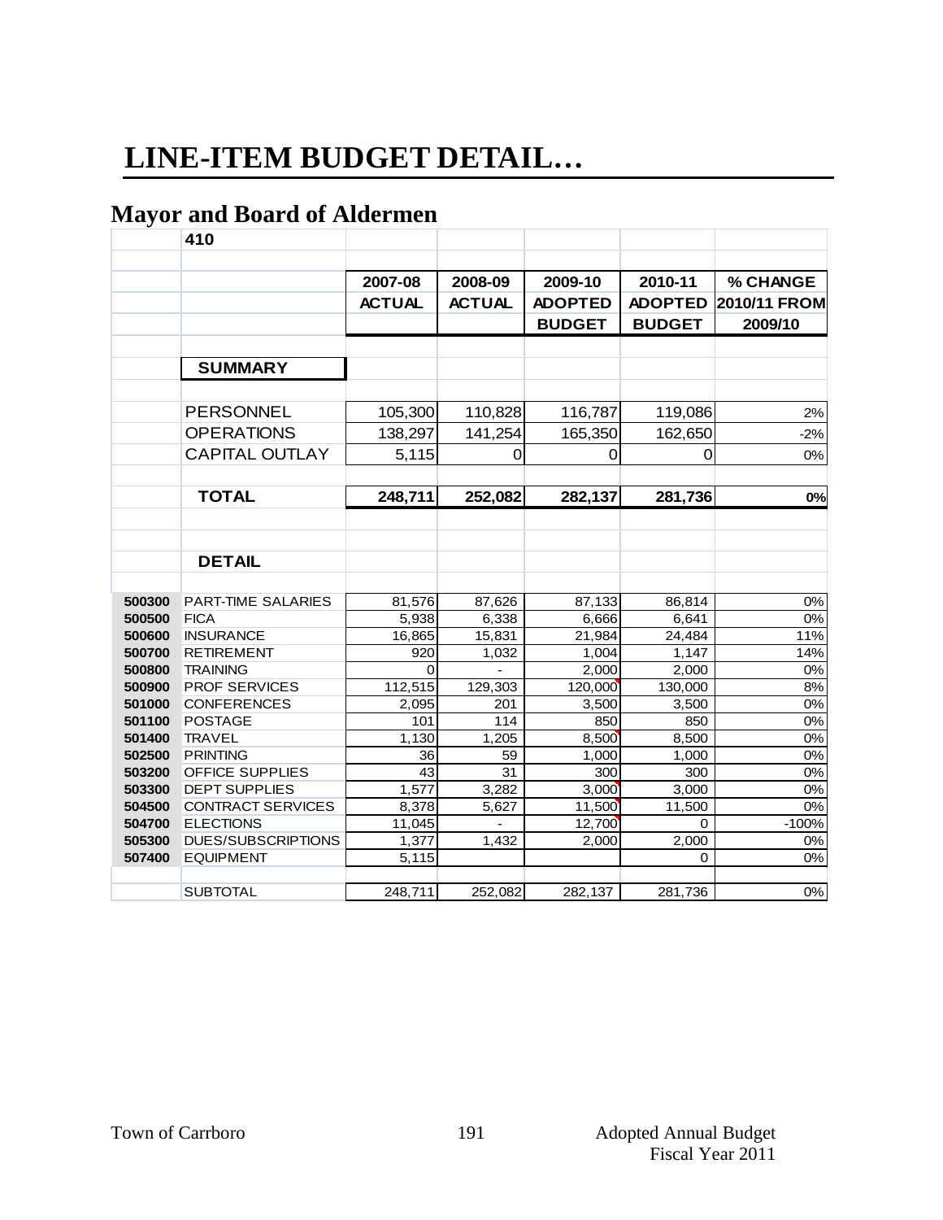# LINE-ITEM BUDGET DETAIL…

## Mayor and Board of Aldermen

| | 410 | | | | | |
|---|---|---|---|---|---|---|
| | | 2007-08 | 2008-09 | 2009-10 | 2010-11 | % CHANGE |
| | | ACTUAL | ACTUAL | ADOPTED | ADOPTED | 2010/11 FROM |
| | | | | BUDGET | BUDGET | 2009/10 |
| | **SUMMARY** | | | | | |
| | PERSONNEL | 105,300 | 110,828 | 116,787 | 119,086 | 2% |
| | OPERATIONS | 138,297 | 141,254 | 165,350 | 162,650 | -2% |
| | CAPITAL OUTLAY | 5,115 | 0 | 0 | 0 | 0% |
| | **TOTAL** | **248,711** | **252,082** | **282,137** | **281,736** | **0%** |
| | **DETAIL** | | | | | |
| 500300 | PART-TIME SALARIES | 81,576 | 87,626 | 87,133 | 86,814 | 0% |
| 500500 | FICA | 5,938 | 6,338 | 6,666 | 6,641 | 0% |
| 500600 | INSURANCE | 16,865 | 15,831 | 21,984 | 24,484 | 11% |
| 500700 | RETIREMENT | 920 | 1,032 | 1,004 | 1,147 | 14% |
| 500800 | TRAINING | 0 | - | 2,000 | 2,000 | 0% |
| 500900 | PROF SERVICES | 112,515 | 129,303 | 120,000 | 130,000 | 8% |
| 501000 | CONFERENCES | 2,095 | 201 | 3,500 | 3,500 | 0% |
| 501100 | POSTAGE | 101 | 114 | 850 | 850 | 0% |
| 501400 | TRAVEL | 1,130 | 1,205 | 8,500 | 8,500 | 0% |
| 502500 | PRINTING | 36 | 59 | 1,000 | 1,000 | 0% |
| 503200 | OFFICE SUPPLIES | 43 | 31 | 300 | 300 | 0% |
| 503300 | DEPT SUPPLIES | 1,577 | 3,282 | 3,000 | 3,000 | 0% |
| 504500 | CONTRACT SERVICES | 8,378 | 5,627 | 11,500 | 11,500 | 0% |
| 504700 | ELECTIONS | 11,045 | - | 12,700 | 0 | -100% |
| 505300 | DUES/SUBSCRIPTIONS | 1,377 | 1,432 | 2,000 | 2,000 | 0% |
| 507400 | EQUIPMENT | 5,115 | | | 0 | 0% |
| | SUBTOTAL | 248,711 | 252,082 | 282,137 | 281,736 | 0% |

Town of Carrboro | Adopted Annual Budget Fiscal Year 2011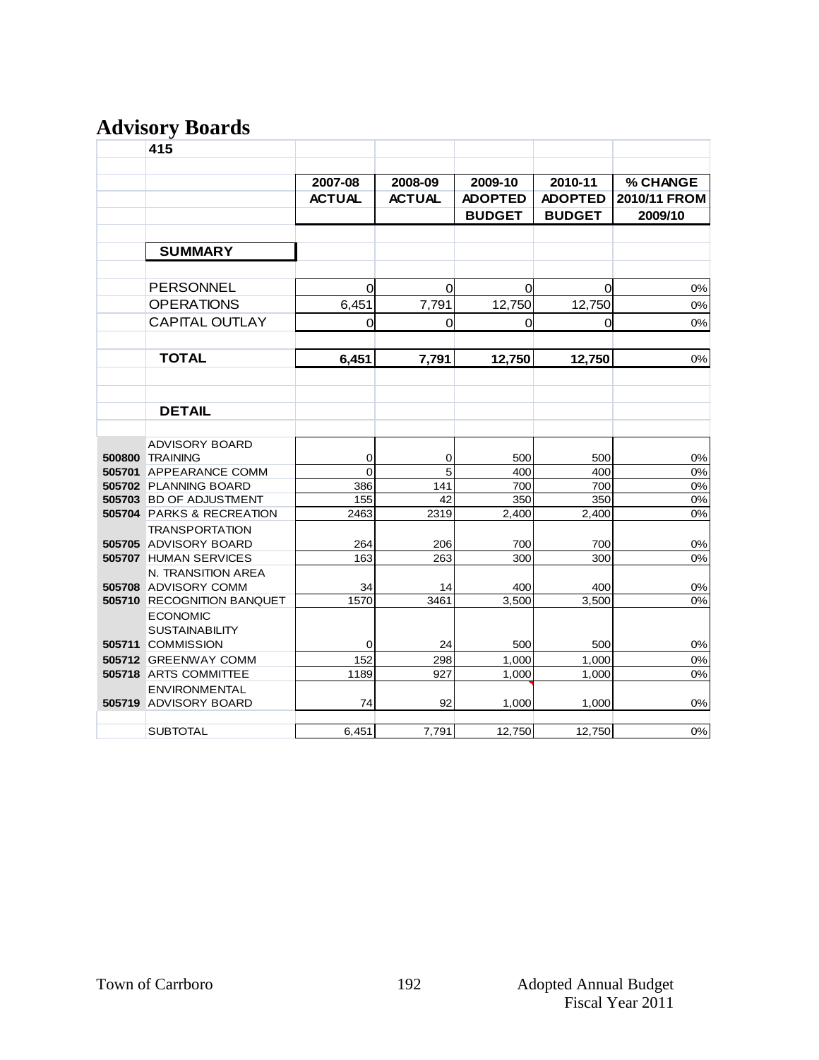# Advisory Boards

**415**

| | | 2007-08 ACTUAL | 2008-09 ACTUAL | 2009-10 ADOPTED BUDGET | 2010-11 ADOPTED BUDGET | % CHANGE 2010/11 FROM 2009/10 |
|---|---|---|---|---|---|---|
| | **SUMMARY** | | | | | |
| | PERSONNEL | 0 | 0 | 0 | 0 | 0% |
| | OPERATIONS | 6,451 | 7,791 | 12,750 | 12,750 | 0% |
| | CAPITAL OUTLAY | 0 | 0 | 0 | 0 | 0% |
| | **TOTAL** | **6,451** | **7,791** | **12,750** | **12,750** | 0% |
| | **DETAIL** | | | | | |
| **500800** | ADVISORY BOARD TRAINING | 0 | 0 | 500 | 500 | 0% |
| **505701** | APPEARANCE COMM | 0 | 5 | 400 | 400 | 0% |
| **505702** | PLANNING BOARD | 386 | 141 | 700 | 700 | 0% |
| **505703** | BD OF ADJUSTMENT | 155 | 42 | 350 | 350 | 0% |
| **505704** | PARKS & RECREATION | 2463 | 2319 | 2,400 | 2,400 | 0% |
| **505705** | TRANSPORTATION ADVISORY BOARD | 264 | 206 | 700 | 700 | 0% |
| **505707** | HUMAN SERVICES | 163 | 263 | 300 | 300 | 0% |
| **505708** | N. TRANSITION AREA ADVISORY COMM | 34 | 14 | 400 | 400 | 0% |
| **505710** | RECOGNITION BANQUET | 1570 | 3461 | 3,500 | 3,500 | 0% |
| **505711** | ECONOMIC SUSTAINABILITY COMMISSION | 0 | 24 | 500 | 500 | 0% |
| **505712** | GREENWAY COMM | 152 | 298 | 1,000 | 1,000 | 0% |
| **505718** | ARTS COMMITTEE | 1189 | 927 | 1,000 | 1,000 | 0% |
| **505719** | ENVIRONMENTAL ADVISORY BOARD | 74 | 92 | 1,000 | 1,000 | 0% |
| | SUBTOTAL | 6,451 | 7,791 | 12,750 | 12,750 | 0% |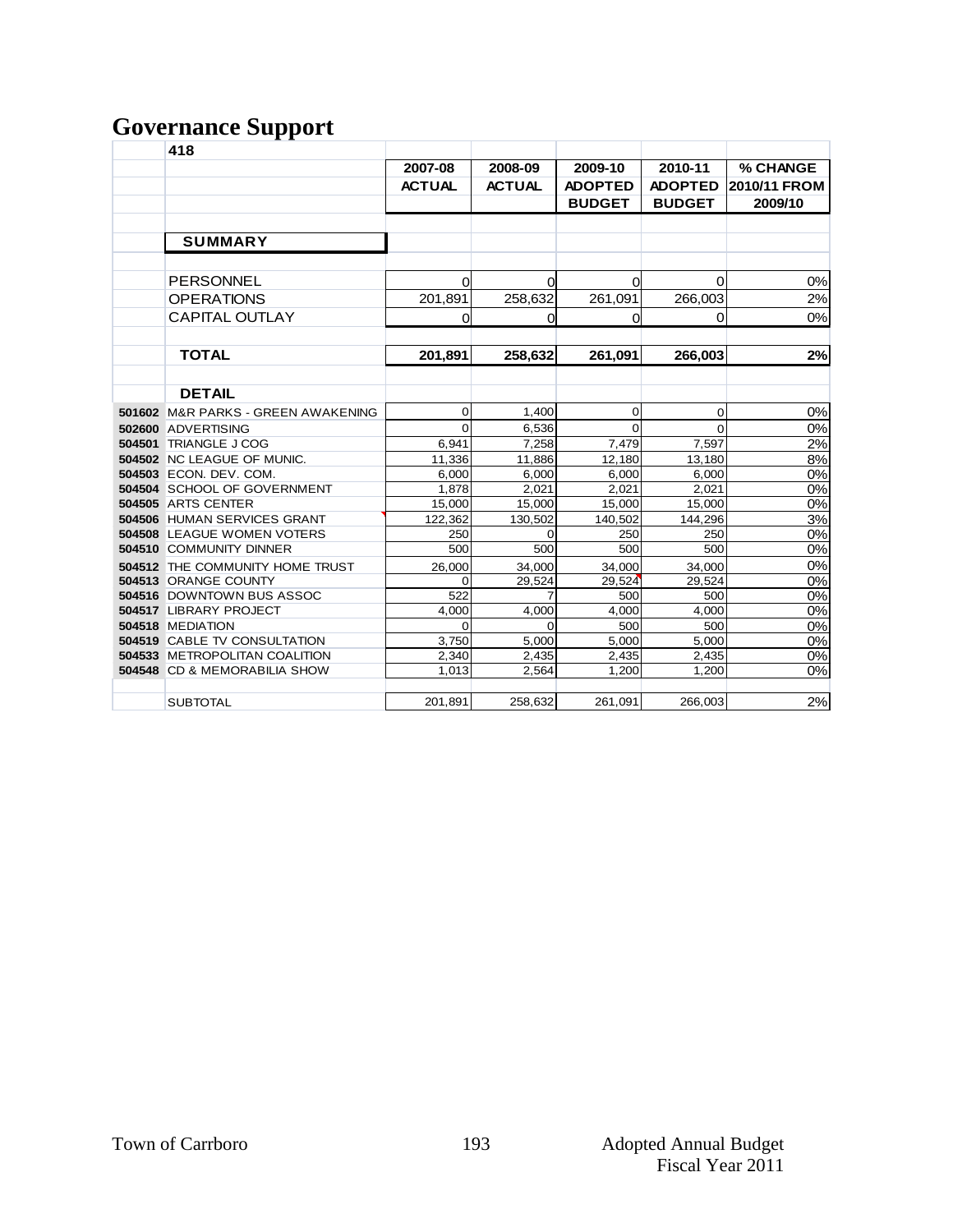# Governance Support

| | 418 | 2007-08 ACTUAL | 2008-09 ACTUAL | 2009-10 ADOPTED BUDGET | 2010-11 ADOPTED BUDGET | % CHANGE 2010/11 FROM 2009/10 |
|---|---|---|---|---|---|---|
| | **SUMMARY** | | | | | |
| | PERSONNEL | 0 | 0 | 0 | 0 | 0% |
| | OPERATIONS | 201,891 | 258,632 | 261,091 | 266,003 | 2% |
| | CAPITAL OUTLAY | 0 | 0 | 0 | 0 | 0% |
| | **TOTAL** | **201,891** | **258,632** | **261,091** | **266,003** | **2%** |
| | **DETAIL** | | | | | |
| 501602 | M&R PARKS - GREEN AWAKENING | 0 | 1,400 | 0 | 0 | 0% |
| 502600 | ADVERTISING | 0 | 6,536 | 0 | 0 | 0% |
| 504501 | TRIANGLE J COG | 6,941 | 7,258 | 7,479 | 7,597 | 2% |
| 504502 | NC LEAGUE OF MUNIC. | 11,336 | 11,886 | 12,180 | 13,180 | 8% |
| 504503 | ECON. DEV. COM. | 6,000 | 6,000 | 6,000 | 6,000 | 0% |
| 504504 | SCHOOL OF GOVERNMENT | 1,878 | 2,021 | 2,021 | 2,021 | 0% |
| 504505 | ARTS CENTER | 15,000 | 15,000 | 15,000 | 15,000 | 0% |
| 504506 | HUMAN SERVICES GRANT | 122,362 | 130,502 | 140,502 | 144,296 | 3% |
| 504508 | LEAGUE WOMEN VOTERS | 250 | 0 | 250 | 250 | 0% |
| 504510 | COMMUNITY DINNER | 500 | 500 | 500 | 500 | 0% |
| 504512 | THE COMMUNITY HOME TRUST | 26,000 | 34,000 | 34,000 | 34,000 | 0% |
| 504513 | ORANGE COUNTY | 0 | 29,524 | 29,524 | 29,524 | 0% |
| 504516 | DOWNTOWN BUS ASSOC | 522 | 7 | 500 | 500 | 0% |
| 504517 | LIBRARY PROJECT | 4,000 | 4,000 | 4,000 | 4,000 | 0% |
| 504518 | MEDIATION | 0 | 0 | 500 | 500 | 0% |
| 504519 | CABLE TV CONSULTATION | 3,750 | 5,000 | 5,000 | 5,000 | 0% |
| 504533 | METROPOLITAN COALITION | 2,340 | 2,435 | 2,435 | 2,435 | 0% |
| 504548 | CD & MEMORABILIA SHOW | 1,013 | 2,564 | 1,200 | 1,200 | 0% |
| | SUBTOTAL | 201,891 | 258,632 | 261,091 | 266,003 | 2% |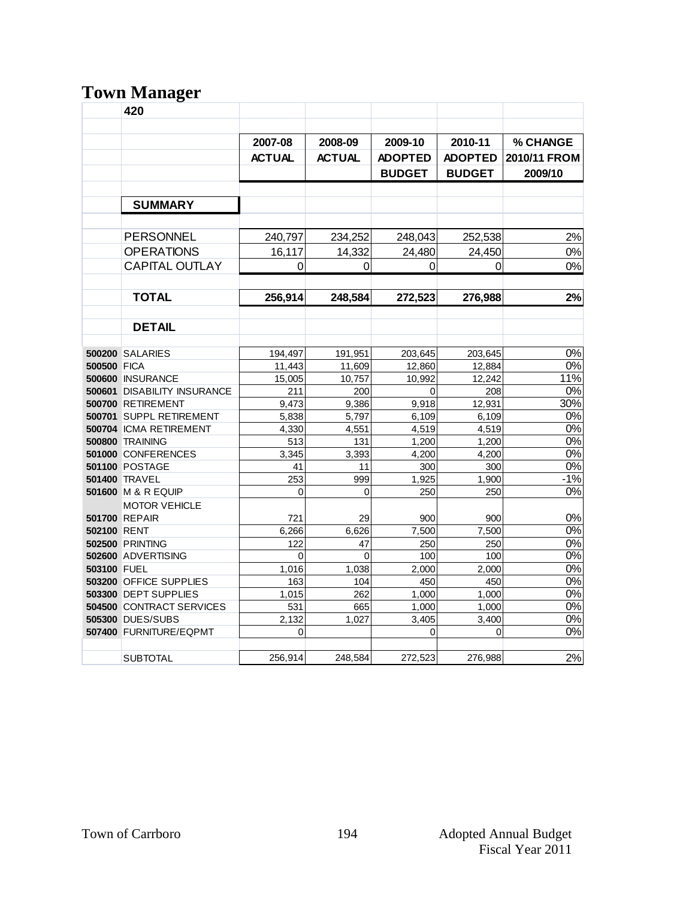# Town Manager

| | 420 | 2007-08 ACTUAL | 2008-09 ACTUAL | 2009-10 ADOPTED BUDGET | 2010-11 ADOPTED BUDGET | % CHANGE 2010/11 FROM 2009/10 |
|---|---|---|---|---|---|---|
| | **SUMMARY** | | | | | |
| | PERSONNEL | 240,797 | 234,252 | 248,043 | 252,538 | 2% |
| | OPERATIONS | 16,117 | 14,332 | 24,480 | 24,450 | 0% |
| | CAPITAL OUTLAY | 0 | 0 | 0 | 0 | 0% |
| | **TOTAL** | **256,914** | **248,584** | **272,523** | **276,988** | **2%** |
| | **DETAIL** | | | | | |
| **500200** | SALARIES | 194,497 | 191,951 | 203,645 | 203,645 | 0% |
| **500500** | FICA | 11,443 | 11,609 | 12,860 | 12,884 | 0% |
| **500600** | INSURANCE | 15,005 | 10,757 | 10,992 | 12,242 | 11% |
| **500601** | DISABILITY INSURANCE | 211 | 200 | 0 | 208 | 0% |
| **500700** | RETIREMENT | 9,473 | 9,386 | 9,918 | 12,931 | 30% |
| **500701** | SUPPL RETIREMENT | 5,838 | 5,797 | 6,109 | 6,109 | 0% |
| **500704** | ICMA RETIREMENT | 4,330 | 4,551 | 4,519 | 4,519 | 0% |
| **500800** | TRAINING | 513 | 131 | 1,200 | 1,200 | 0% |
| **501000** | CONFERENCES | 3,345 | 3,393 | 4,200 | 4,200 | 0% |
| **501100** | POSTAGE | 41 | 11 | 300 | 300 | 0% |
| **501400** | TRAVEL | 253 | 999 | 1,925 | 1,900 | -1% |
| **501600** | M & R EQUIP | 0 | 0 | 250 | 250 | 0% |
| **501700** | MOTOR VEHICLE REPAIR | 721 | 29 | 900 | 900 | 0% |
| **502100** | RENT | 6,266 | 6,626 | 7,500 | 7,500 | 0% |
| **502500** | PRINTING | 122 | 47 | 250 | 250 | 0% |
| **502600** | ADVERTISING | 0 | 0 | 100 | 100 | 0% |
| **503100** | FUEL | 1,016 | 1,038 | 2,000 | 2,000 | 0% |
| **503200** | OFFICE SUPPLIES | 163 | 104 | 450 | 450 | 0% |
| **503300** | DEPT SUPPLIES | 1,015 | 262 | 1,000 | 1,000 | 0% |
| **504500** | CONTRACT SERVICES | 531 | 665 | 1,000 | 1,000 | 0% |
| **505300** | DUES/SUBS | 2,132 | 1,027 | 3,405 | 3,400 | 0% |
| **507400** | FURNITURE/EQPMT | 0 | | 0 | 0 | 0% |
| | SUBTOTAL | 256,914 | 248,584 | 272,523 | 276,988 | 2% |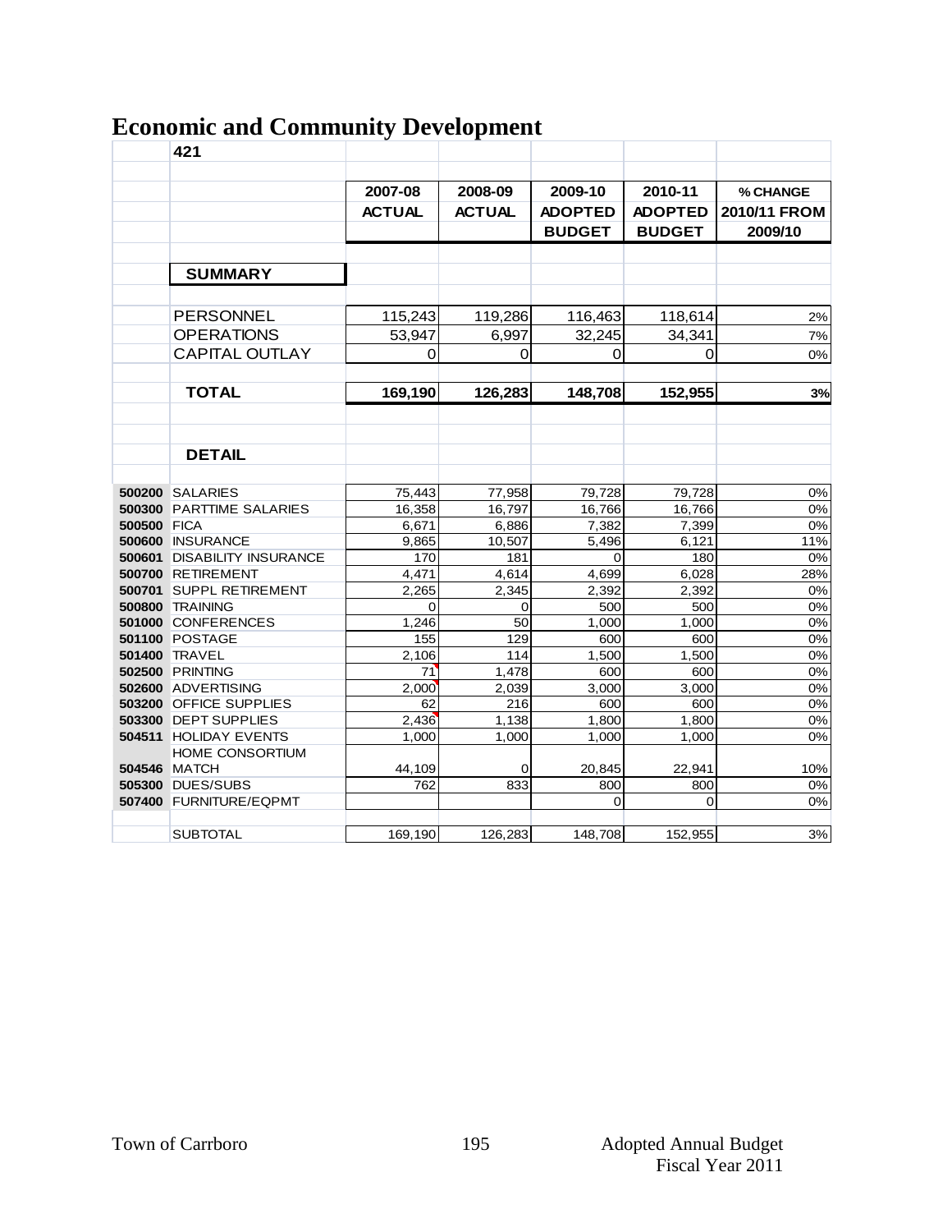# Economic and Community Development

421

| | | 2007-08 ACTUAL | 2008-09 ACTUAL | 2009-10 ADOPTED BUDGET | 2010-11 ADOPTED BUDGET | % CHANGE 2010/11 FROM 2009/10 |
|---|---|---|---|---|---|---|
| | **SUMMARY** | | | | | |
| | PERSONNEL | 115,243 | 119,286 | 116,463 | 118,614 | 2% |
| | OPERATIONS | 53,947 | 6,997 | 32,245 | 34,341 | 7% |
| | CAPITAL OUTLAY | 0 | 0 | 0 | 0 | 0% |
| | **TOTAL** | **169,190** | **126,283** | **148,708** | **152,955** | **3%** |
| | **DETAIL** | | | | | |
| **500200** | SALARIES | 75,443 | 77,958 | 79,728 | 79,728 | 0% |
| **500300** | PARTTIME SALARIES | 16,358 | 16,797 | 16,766 | 16,766 | 0% |
| **500500** | FICA | 6,671 | 6,886 | 7,382 | 7,399 | 0% |
| **500600** | INSURANCE | 9,865 | 10,507 | 5,496 | 6,121 | 11% |
| **500601** | DISABILITY INSURANCE | 170 | 181 | 0 | 180 | 0% |
| **500700** | RETIREMENT | 4,471 | 4,614 | 4,699 | 6,028 | 28% |
| **500701** | SUPPL RETIREMENT | 2,265 | 2,345 | 2,392 | 2,392 | 0% |
| **500800** | TRAINING | 0 | 0 | 500 | 500 | 0% |
| **501000** | CONFERENCES | 1,246 | 50 | 1,000 | 1,000 | 0% |
| **501100** | POSTAGE | 155 | 129 | 600 | 600 | 0% |
| **501400** | TRAVEL | 2,106 | 114 | 1,500 | 1,500 | 0% |
| **502500** | PRINTING | 71 | 1,478 | 600 | 600 | 0% |
| **502600** | ADVERTISING | 2,000 | 2,039 | 3,000 | 3,000 | 0% |
| **503200** | OFFICE SUPPLIES | 62 | 216 | 600 | 600 | 0% |
| **503300** | DEPT SUPPLIES | 2,436 | 1,138 | 1,800 | 1,800 | 0% |
| **504511** | HOLIDAY EVENTS | 1,000 | 1,000 | 1,000 | 1,000 | 0% |
| **504546** | HOME CONSORTIUM MATCH | 44,109 | 0 | 20,845 | 22,941 | 10% |
| **505300** | DUES/SUBS | 762 | 833 | 800 | 800 | 0% |
| **507400** | FURNITURE/EQPMT | | | 0 | 0 | 0% |
| | SUBTOTAL | 169,190 | 126,283 | 148,708 | 152,955 | 3% |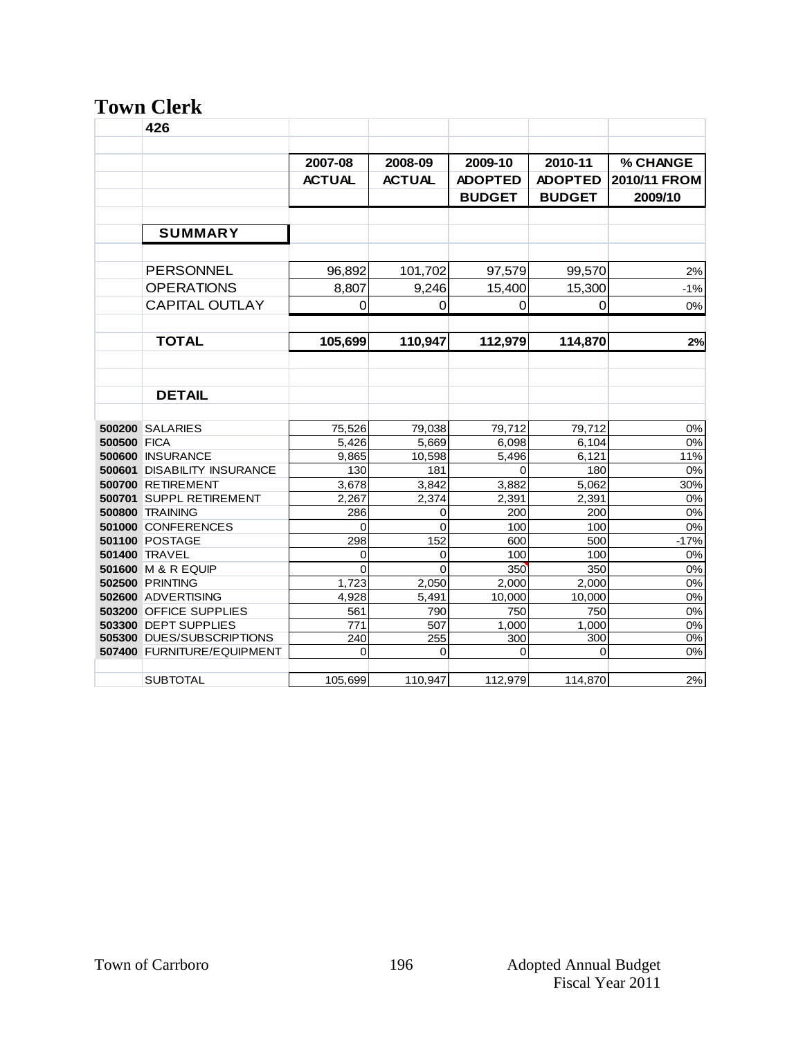# Town Clerk

| | 426 | 2007-08 ACTUAL | 2008-09 ACTUAL | 2009-10 ADOPTED BUDGET | 2010-11 ADOPTED BUDGET | % CHANGE 2010/11 FROM 2009/10 |
|---|---|---|---|---|---|---|
| | **SUMMARY** | | | | | |
| | PERSONNEL | 96,892 | 101,702 | 97,579 | 99,570 | 2% |
| | OPERATIONS | 8,807 | 9,246 | 15,400 | 15,300 | -1% |
| | CAPITAL OUTLAY | 0 | 0 | 0 | 0 | 0% |
| | **TOTAL** | **105,699** | **110,947** | **112,979** | **114,870** | **2%** |
| | **DETAIL** | | | | | |
| 500200 | SALARIES | 75,526 | 79,038 | 79,712 | 79,712 | 0% |
| 500500 | FICA | 5,426 | 5,669 | 6,098 | 6,104 | 0% |
| 500600 | INSURANCE | 9,865 | 10,598 | 5,496 | 6,121 | 11% |
| 500601 | DISABILITY INSURANCE | 130 | 181 | 0 | 180 | 0% |
| 500700 | RETIREMENT | 3,678 | 3,842 | 3,882 | 5,062 | 30% |
| 500701 | SUPPL RETIREMENT | 2,267 | 2,374 | 2,391 | 2,391 | 0% |
| 500800 | TRAINING | 286 | 0 | 200 | 200 | 0% |
| 501000 | CONFERENCES | 0 | 0 | 100 | 100 | 0% |
| 501100 | POSTAGE | 298 | 152 | 600 | 500 | -17% |
| 501400 | TRAVEL | 0 | 0 | 100 | 100 | 0% |
| 501600 | M & R EQUIP | 0 | 0 | 350 | 350 | 0% |
| 502500 | PRINTING | 1,723 | 2,050 | 2,000 | 2,000 | 0% |
| 502600 | ADVERTISING | 4,928 | 5,491 | 10,000 | 10,000 | 0% |
| 503200 | OFFICE SUPPLIES | 561 | 790 | 750 | 750 | 0% |
| 503300 | DEPT SUPPLIES | 771 | 507 | 1,000 | 1,000 | 0% |
| 505300 | DUES/SUBSCRIPTIONS | 240 | 255 | 300 | 300 | 0% |
| 507400 | FURNITURE/EQUIPMENT | 0 | 0 | 0 | 0 | 0% |
| | SUBTOTAL | 105,699 | 110,947 | 112,979 | 114,870 | 2% |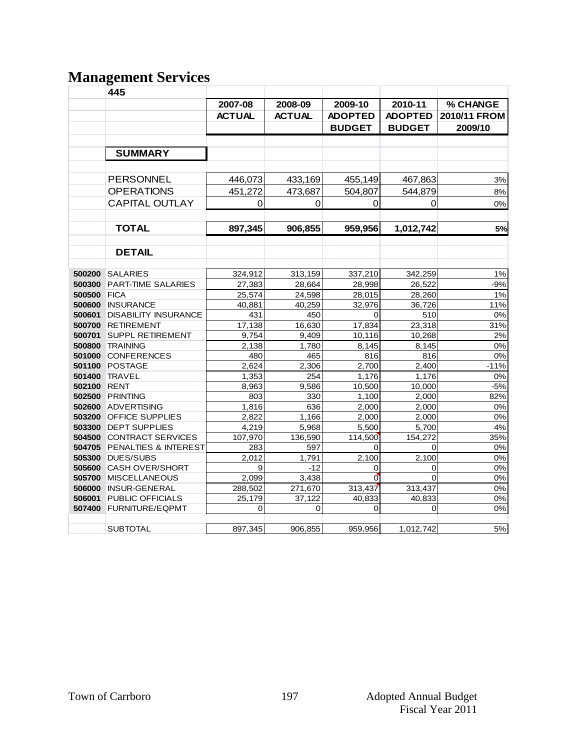# Management Services

| | 445 | | | | | |
|---|---|---|---|---|---|---|
| | | 2007-08 | 2008-09 | 2009-10 | 2010-11 | % CHANGE |
| | | ACTUAL | ACTUAL | ADOPTED | ADOPTED | 2010/11 FROM |
| | | | | BUDGET | BUDGET | 2009/10 |
| | **SUMMARY** | | | | | |
| | PERSONNEL | 446,073 | 433,169 | 455,149 | 467,863 | 3% |
| | OPERATIONS | 451,272 | 473,687 | 504,807 | 544,879 | 8% |
| | CAPITAL OUTLAY | 0 | 0 | 0 | 0 | 0% |
| | **TOTAL** | **897,345** | **906,855** | **959,956** | **1,012,742** | **5%** |
| | **DETAIL** | | | | | |
| 500200 | SALARIES | 324,912 | 313,159 | 337,210 | 342,259 | 1% |
| 500300 | PART-TIME SALARIES | 27,383 | 28,664 | 28,998 | 26,522 | -9% |
| 500500 | FICA | 25,574 | 24,598 | 28,015 | 28,260 | 1% |
| 500600 | INSURANCE | 40,881 | 40,259 | 32,976 | 36,726 | 11% |
| 500601 | DISABILITY INSURANCE | 431 | 450 | 0 | 510 | 0% |
| 500700 | RETIREMENT | 17,138 | 16,630 | 17,834 | 23,318 | 31% |
| 500701 | SUPPL RETIREMENT | 9,754 | 9,409 | 10,116 | 10,268 | 2% |
| 500800 | TRAINING | 2,138 | 1,780 | 8,145 | 8,145 | 0% |
| 501000 | CONFERENCES | 480 | 465 | 816 | 816 | 0% |
| 501100 | POSTAGE | 2,624 | 2,306 | 2,700 | 2,400 | -11% |
| 501400 | TRAVEL | 1,353 | 254 | 1,176 | 1,176 | 0% |
| 502100 | RENT | 8,963 | 9,586 | 10,500 | 10,000 | -5% |
| 502500 | PRINTING | 803 | 330 | 1,100 | 2,000 | 82% |
| 502600 | ADVERTISING | 1,816 | 636 | 2,000 | 2,000 | 0% |
| 503200 | OFFICE SUPPLIES | 2,822 | 1,166 | 2,000 | 2,000 | 0% |
| 503300 | DEPT SUPPLIES | 4,219 | 5,968 | 5,500 | 5,700 | 4% |
| 504500 | CONTRACT SERVICES | 107,970 | 136,590 | 114,500 | 154,272 | 35% |
| 504705 | PENALTIES & INTEREST | 283 | 597 | 0 | 0 | 0% |
| 505300 | DUES/SUBS | 2,012 | 1,791 | 2,100 | 2,100 | 0% |
| 505600 | CASH OVER/SHORT | 9 | -12 | 0 | 0 | 0% |
| 505700 | MISCELLANEOUS | 2,099 | 3,438 | 0 | 0 | 0% |
| 506000 | INSUR-GENERAL | 288,502 | 271,670 | 313,437 | 313,437 | 0% |
| 506001 | PUBLIC OFFICIALS | 25,179 | 37,122 | 40,833 | 40,833 | 0% |
| 507400 | FURNITURE/EQPMT | 0 | 0 | 0 | 0 | 0% |
| | SUBTOTAL | 897,345 | 906,855 | 959,956 | 1,012,742 | 5% |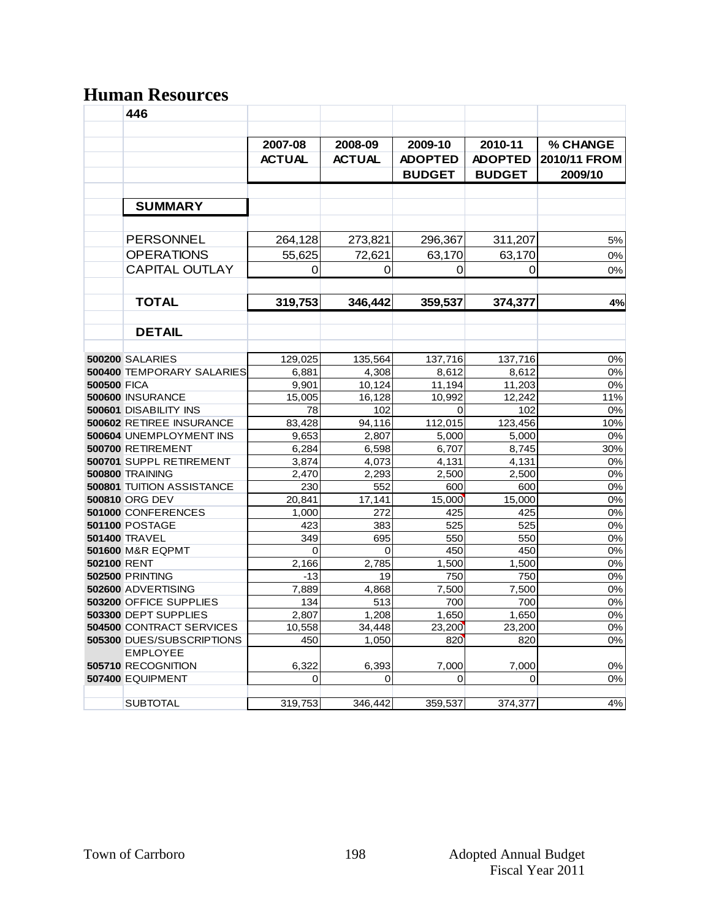# Human Resources

| | 446 | | | | | |
|---|---|---|---|---|---|---|
| | | 2007-08 ACTUAL | 2008-09 ACTUAL | 2009-10 ADOPTED BUDGET | 2010-11 ADOPTED BUDGET | % CHANGE 2010/11 FROM 2009/10 |
| | **SUMMARY** | | | | | |
| | PERSONNEL | 264,128 | 273,821 | 296,367 | 311,207 | 5% |
| | OPERATIONS | 55,625 | 72,621 | 63,170 | 63,170 | 0% |
| | CAPITAL OUTLAY | 0 | 0 | 0 | 0 | 0% |
| | **TOTAL** | **319,753** | **346,442** | **359,537** | **374,377** | **4%** |
| | **DETAIL** | | | | | |
| **500200** | SALARIES | 129,025 | 135,564 | 137,716 | 137,716 | 0% |
| **500400** | TEMPORARY SALARIES | 6,881 | 4,308 | 8,612 | 8,612 | 0% |
| **500500** | FICA | 9,901 | 10,124 | 11,194 | 11,203 | 0% |
| **500600** | INSURANCE | 15,005 | 16,128 | 10,992 | 12,242 | 11% |
| **500601** | DISABILITY INS | 78 | 102 | 0 | 102 | 0% |
| **500602** | RETIREE INSURANCE | 83,428 | 94,116 | 112,015 | 123,456 | 10% |
| **500604** | UNEMPLOYMENT INS | 9,653 | 2,807 | 5,000 | 5,000 | 0% |
| **500700** | RETIREMENT | 6,284 | 6,598 | 6,707 | 8,745 | 30% |
| **500701** | SUPPL RETIREMENT | 3,874 | 4,073 | 4,131 | 4,131 | 0% |
| **500800** | TRAINING | 2,470 | 2,293 | 2,500 | 2,500 | 0% |
| **500801** | TUITION ASSISTANCE | 230 | 552 | 600 | 600 | 0% |
| **500810** | ORG DEV | 20,841 | 17,141 | 15,000 | 15,000 | 0% |
| **501000** | CONFERENCES | 1,000 | 272 | 425 | 425 | 0% |
| **501100** | POSTAGE | 423 | 383 | 525 | 525 | 0% |
| **501400** | TRAVEL | 349 | 695 | 550 | 550 | 0% |
| **501600** | M&R EQPMT | 0 | 0 | 450 | 450 | 0% |
| **502100** | RENT | 2,166 | 2,785 | 1,500 | 1,500 | 0% |
| **502500** | PRINTING | -13 | 19 | 750 | 750 | 0% |
| **502600** | ADVERTISING | 7,889 | 4,868 | 7,500 | 7,500 | 0% |
| **503200** | OFFICE SUPPLIES | 134 | 513 | 700 | 700 | 0% |
| **503300** | DEPT SUPPLIES | 2,807 | 1,208 | 1,650 | 1,650 | 0% |
| **504500** | CONTRACT SERVICES | 10,558 | 34,448 | 23,200 | 23,200 | 0% |
| **505300** | DUES/SUBSCRIPTIONS | 450 | 1,050 | 820 | 820 | 0% |
| **505710** | EMPLOYEE RECOGNITION | 6,322 | 6,393 | 7,000 | 7,000 | 0% |
| **507400** | EQUIPMENT | 0 | 0 | 0 | 0 | 0% |
| | SUBTOTAL | 319,753 | 346,442 | 359,537 | 374,377 | 4% |

Town of Carrboro — Adopted Annual Budget Fiscal Year 2011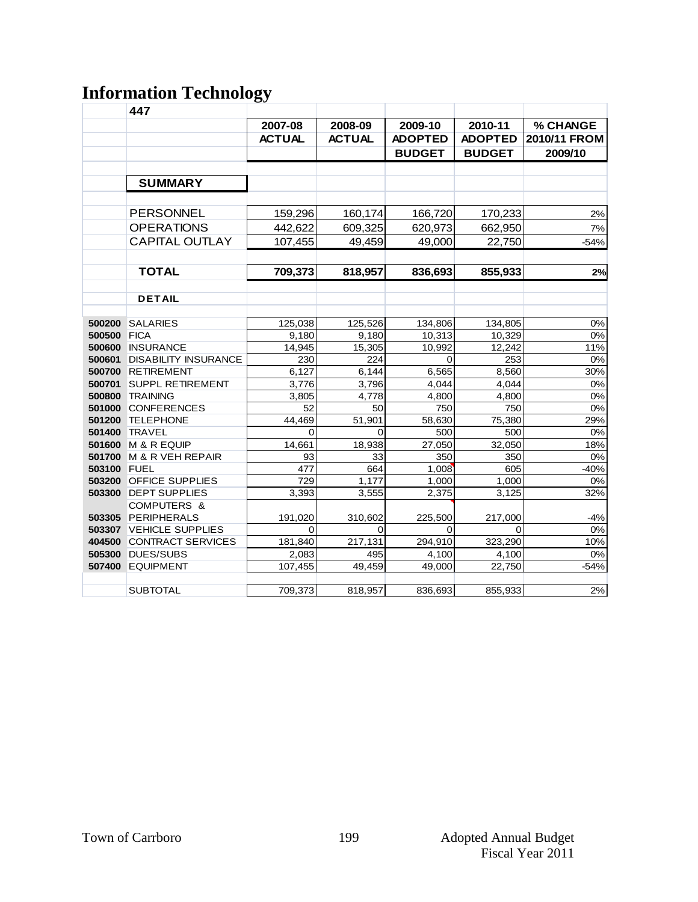# Information Technology

| | 447 | 2007-08 ACTUAL | 2008-09 ACTUAL | 2009-10 ADOPTED BUDGET | 2010-11 ADOPTED BUDGET | % CHANGE 2010/11 FROM 2009/10 |
|---|---|---|---|---|---|---|
| | **SUMMARY** | | | | | |
| | PERSONNEL | 159,296 | 160,174 | 166,720 | 170,233 | 2% |
| | OPERATIONS | 442,622 | 609,325 | 620,973 | 662,950 | 7% |
| | CAPITAL OUTLAY | 107,455 | 49,459 | 49,000 | 22,750 | -54% |
| | **TOTAL** | **709,373** | **818,957** | **836,693** | **855,933** | **2%** |
| | **DETAIL** | | | | | |
| **500200** | SALARIES | 125,038 | 125,526 | 134,806 | 134,805 | 0% |
| **500500** | FICA | 9,180 | 9,180 | 10,313 | 10,329 | 0% |
| **500600** | INSURANCE | 14,945 | 15,305 | 10,992 | 12,242 | 11% |
| **500601** | DISABILITY INSURANCE | 230 | 224 | 0 | 253 | 0% |
| **500700** | RETIREMENT | 6,127 | 6,144 | 6,565 | 8,560 | 30% |
| **500701** | SUPPL RETIREMENT | 3,776 | 3,796 | 4,044 | 4,044 | 0% |
| **500800** | TRAINING | 3,805 | 4,778 | 4,800 | 4,800 | 0% |
| **501000** | CONFERENCES | 52 | 50 | 750 | 750 | 0% |
| **501200** | TELEPHONE | 44,469 | 51,901 | 58,630 | 75,380 | 29% |
| **501400** | TRAVEL | 0 | 0 | 500 | 500 | 0% |
| **501600** | M & R EQUIP | 14,661 | 18,938 | 27,050 | 32,050 | 18% |
| **501700** | M & R VEH REPAIR | 93 | 33 | 350 | 350 | 0% |
| **503100** | FUEL | 477 | 664 | 1,008 | 605 | -40% |
| **503200** | OFFICE SUPPLIES | 729 | 1,177 | 1,000 | 1,000 | 0% |
| **503300** | DEPT SUPPLIES | 3,393 | 3,555 | 2,375 | 3,125 | 32% |
| **503305** | COMPUTERS & PERIPHERALS | 191,020 | 310,602 | 225,500 | 217,000 | -4% |
| **503307** | VEHICLE SUPPLIES | 0 | 0 | 0 | 0 | 0% |
| **404500** | CONTRACT SERVICES | 181,840 | 217,131 | 294,910 | 323,290 | 10% |
| **505300** | DUES/SUBS | 2,083 | 495 | 4,100 | 4,100 | 0% |
| **507400** | EQUIPMENT | 107,455 | 49,459 | 49,000 | 22,750 | -54% |
| | SUBTOTAL | 709,373 | 818,957 | 836,693 | 855,933 | 2% |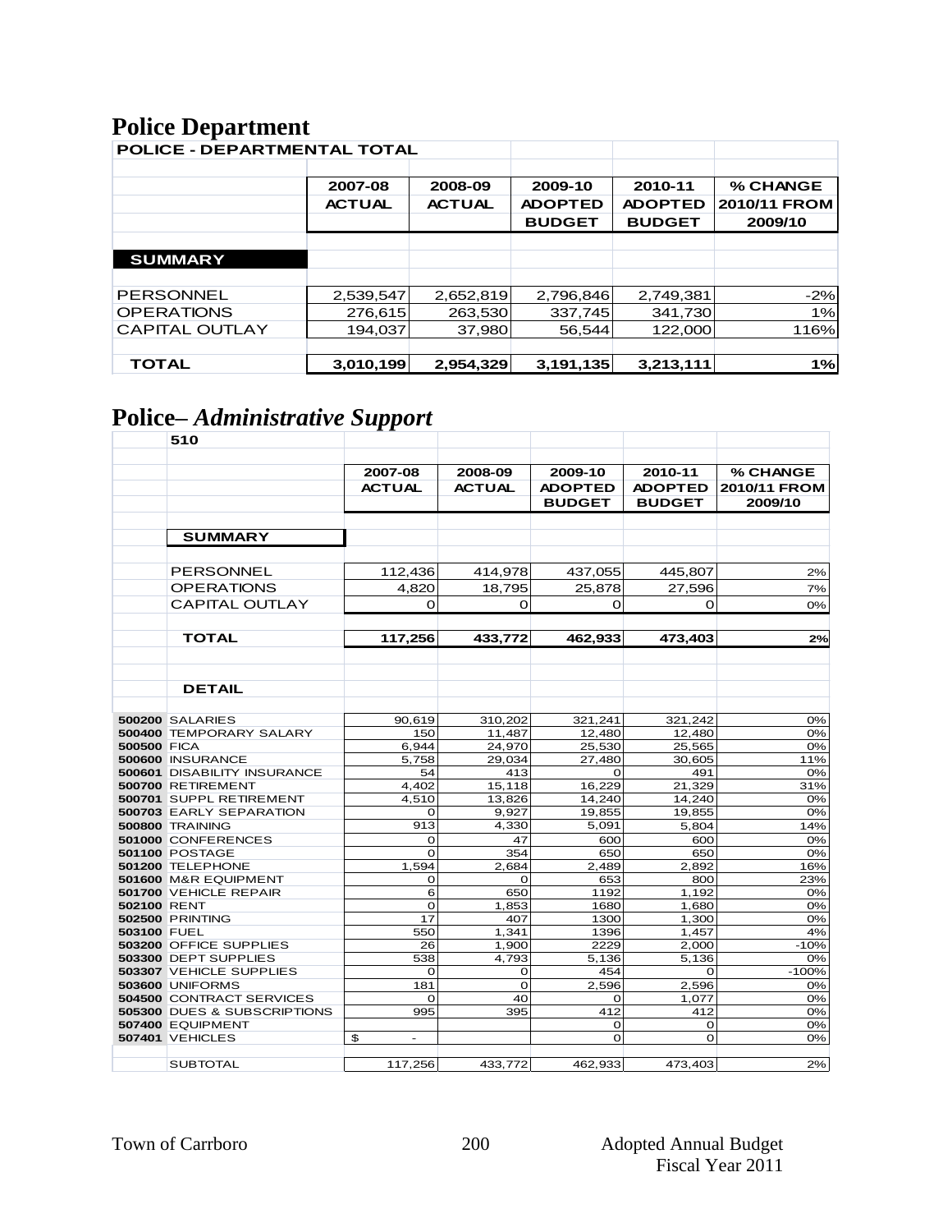# Police Department

| POLICE - DEPARTMENTAL TOTAL | 2007-08 ACTUAL | 2008-09 ACTUAL | 2009-10 ADOPTED BUDGET | 2010-11 ADOPTED BUDGET | % CHANGE 2010/11 FROM 2009/10 |
|---|---|---|---|---|---|
| **SUMMARY** | | | | | |
| PERSONNEL | 2,539,547 | 2,652,819 | 2,796,846 | 2,749,381 | -2% |
| OPERATIONS | 276,615 | 263,530 | 337,745 | 341,730 | 1% |
| CAPITAL OUTLAY | 194,037 | 37,980 | 56,544 | 122,000 | 116% |
| **TOTAL** | **3,010,199** | **2,954,329** | **3,191,135** | **3,213,111** | **1%** |

# Police– *Administrative Support*

| | 510 | 2007-08 ACTUAL | 2008-09 ACTUAL | 2009-10 ADOPTED BUDGET | 2010-11 ADOPTED BUDGET | % CHANGE 2010/11 FROM 2009/10 |
|---|---|---|---|---|---|---|
| | **SUMMARY** | | | | | |
| | PERSONNEL | 112,436 | 414,978 | 437,055 | 445,807 | 2% |
| | OPERATIONS | 4,820 | 18,795 | 25,878 | 27,596 | 7% |
| | CAPITAL OUTLAY | 0 | 0 | 0 | 0 | 0% |
| | **TOTAL** | **117,256** | **433,772** | **462,933** | **473,403** | **2%** |
| | **DETAIL** | | | | | |
| 500200 | SALARIES | 90,619 | 310,202 | 321,241 | 321,242 | 0% |
| 500400 | TEMPORARY SALARY | 150 | 11,487 | 12,480 | 12,480 | 0% |
| 500500 | FICA | 6,944 | 24,970 | 25,530 | 25,565 | 0% |
| 500600 | INSURANCE | 5,758 | 29,034 | 27,480 | 30,605 | 11% |
| 500601 | DISABILITY INSURANCE | 54 | 413 | 0 | 491 | 0% |
| 500700 | RETIREMENT | 4,402 | 15,118 | 16,229 | 21,329 | 31% |
| 500701 | SUPPL RETIREMENT | 4,510 | 13,826 | 14,240 | 14,240 | 0% |
| 500703 | EARLY SEPARATION | 0 | 9,927 | 19,855 | 19,855 | 0% |
| 500800 | TRAINING | 913 | 4,330 | 5,091 | 5,804 | 14% |
| 501000 | CONFERENCES | 0 | 47 | 600 | 600 | 0% |
| 501100 | POSTAGE | 0 | 354 | 650 | 650 | 0% |
| 501200 | TELEPHONE | 1,594 | 2,684 | 2,489 | 2,892 | 16% |
| 501600 | M&R EQUIPMENT | 0 | 0 | 653 | 800 | 23% |
| 501700 | VEHICLE REPAIR | 6 | 650 | 1192 | 1,192 | 0% |
| 502100 | RENT | 0 | 1,853 | 1680 | 1,680 | 0% |
| 502500 | PRINTING | 17 | 407 | 1300 | 1,300 | 0% |
| 503100 | FUEL | 550 | 1,341 | 1396 | 1,457 | 4% |
| 503200 | OFFICE SUPPLIES | 26 | 1,900 | 2229 | 2,000 | -10% |
| 503300 | DEPT SUPPLIES | 538 | 4,793 | 5,136 | 5,136 | 0% |
| 503307 | VEHICLE SUPPLIES | 0 | 0 | 454 | 0 | -100% |
| 503600 | UNIFORMS | 181 | 0 | 2,596 | 2,596 | 0% |
| 504500 | CONTRACT SERVICES | 0 | 40 | 0 | 1,077 | 0% |
| 505300 | DUES & SUBSCRIPTIONS | 995 | 395 | 412 | 412 | 0% |
| 507400 | EQUIPMENT | | | 0 | 0 | 0% |
| 507401 | VEHICLES | $ - | | 0 | 0 | 0% |
| | SUBTOTAL | 117,256 | 433,772 | 462,933 | 473,403 | 2% |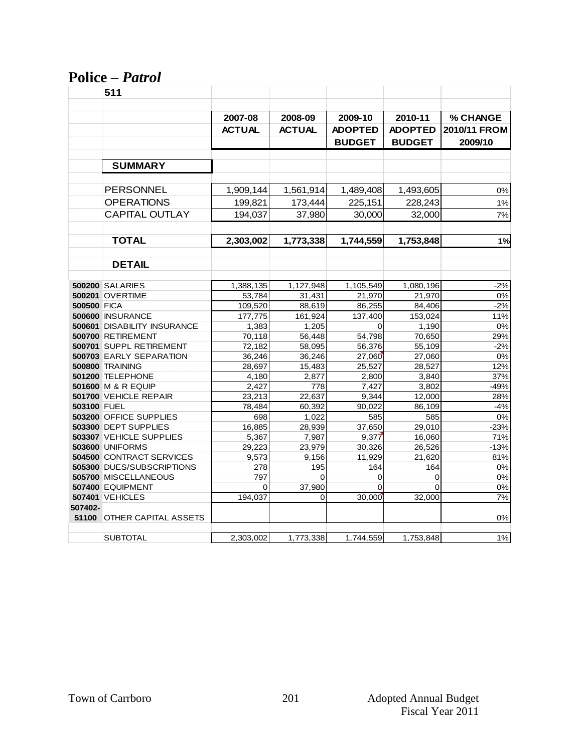# Police – *Patrol*

| | 511 | | | | | |
|---|---|---|---|---|---|---|
| | | **2007-08 ACTUAL** | **2008-09 ACTUAL** | **2009-10 ADOPTED BUDGET** | **2010-11 ADOPTED BUDGET** | **% CHANGE 2010/11 FROM 2009/10** |
| | **SUMMARY** | | | | | |
| | PERSONNEL | 1,909,144 | 1,561,914 | 1,489,408 | 1,493,605 | 0% |
| | OPERATIONS | 199,821 | 173,444 | 225,151 | 228,243 | 1% |
| | CAPITAL OUTLAY | 194,037 | 37,980 | 30,000 | 32,000 | 7% |
| | **TOTAL** | **2,303,002** | **1,773,338** | **1,744,559** | **1,753,848** | **1%** |
| | **DETAIL** | | | | | |
| **500200** | SALARIES | 1,388,135 | 1,127,948 | 1,105,549 | 1,080,196 | -2% |
| **500201** | OVERTIME | 53,784 | 31,431 | 21,970 | 21,970 | 0% |
| **500500** | FICA | 109,520 | 88,619 | 86,255 | 84,406 | -2% |
| **500600** | INSURANCE | 177,775 | 161,924 | 137,400 | 153,024 | 11% |
| **500601** | DISABILITY INSURANCE | 1,383 | 1,205 | 0 | 1,190 | 0% |
| **500700** | RETIREMENT | 70,118 | 56,448 | 54,798 | 70,650 | 29% |
| **500701** | SUPPL RETIREMENT | 72,182 | 58,095 | 56,376 | 55,109 | -2% |
| **500703** | EARLY SEPARATION | 36,246 | 36,246 | 27,060 | 27,060 | 0% |
| **500800** | TRAINING | 28,697 | 15,483 | 25,527 | 28,527 | 12% |
| **501200** | TELEPHONE | 4,180 | 2,877 | 2,800 | 3,840 | 37% |
| **501600** | M & R EQUIP | 2,427 | 778 | 7,427 | 3,802 | -49% |
| **501700** | VEHICLE REPAIR | 23,213 | 22,637 | 9,344 | 12,000 | 28% |
| **503100** | FUEL | 78,484 | 60,392 | 90,022 | 86,109 | -4% |
| **503200** | OFFICE SUPPLIES | 698 | 1,022 | 585 | 585 | 0% |
| **503300** | DEPT SUPPLIES | 16,885 | 28,939 | 37,650 | 29,010 | -23% |
| **503307** | VEHICLE SUPPLIES | 5,367 | 7,987 | 9,377 | 16,060 | 71% |
| **503600** | UNIFORMS | 29,223 | 23,979 | 30,326 | 26,526 | -13% |
| **504500** | CONTRACT SERVICES | 9,573 | 9,156 | 11,929 | 21,620 | 81% |
| **505300** | DUES/SUBSCRIPTIONS | 278 | 195 | 164 | 164 | 0% |
| **505700** | MISCELLANEOUS | 797 | 0 | 0 | 0 | 0% |
| **507400** | EQUIPMENT | 0 | 37,980 | 0 | 0 | 0% |
| **507401** | VEHICLES | 194,037 | 0 | 30,000 | 32,000 | 7% |
| **507402-51100** | OTHER CAPITAL ASSETS | | | | | 0% |
| | SUBTOTAL | 2,303,002 | 1,773,338 | 1,744,559 | 1,753,848 | 1% |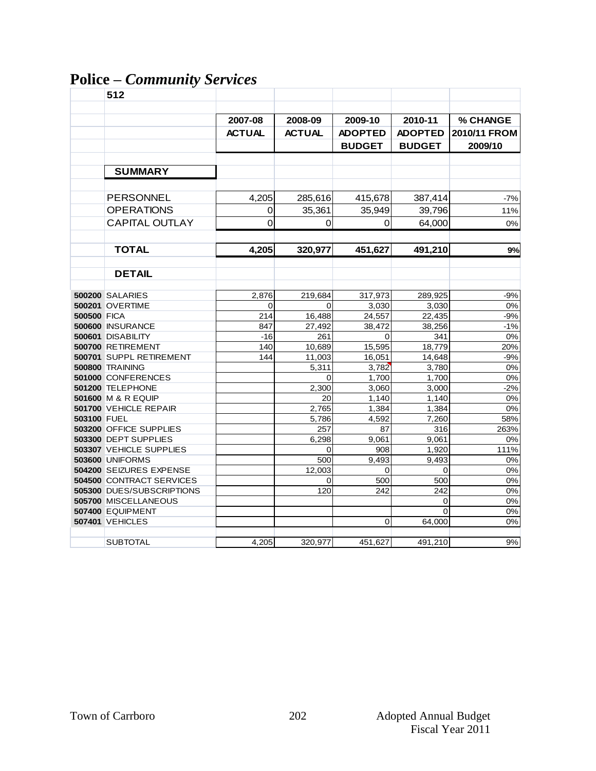# Police – *Community Services*

| | 512 | | | | | |
|---|---|---|---|---|---|---|
| | | 2007-08 | 2008-09 | 2009-10 | 2010-11 | % CHANGE |
| | | ACTUAL | ACTUAL | ADOPTED | ADOPTED | 2010/11 FROM |
| | | | | BUDGET | BUDGET | 2009/10 |
| | **SUMMARY** | | | | | |
| | PERSONNEL | 4,205 | 285,616 | 415,678 | 387,414 | -7% |
| | OPERATIONS | 0 | 35,361 | 35,949 | 39,796 | 11% |
| | CAPITAL OUTLAY | 0 | 0 | 0 | 64,000 | 0% |
| | **TOTAL** | **4,205** | **320,977** | **451,627** | **491,210** | **9%** |
| | **DETAIL** | | | | | |
| 500200 | SALARIES | 2,876 | 219,684 | 317,973 | 289,925 | -9% |
| 500201 | OVERTIME | 0 | 0 | 3,030 | 3,030 | 0% |
| 500500 | FICA | 214 | 16,488 | 24,557 | 22,435 | -9% |
| 500600 | INSURANCE | 847 | 27,492 | 38,472 | 38,256 | -1% |
| 500601 | DISABILITY | -16 | 261 | 0 | 341 | 0% |
| 500700 | RETIREMENT | 140 | 10,689 | 15,595 | 18,779 | 20% |
| 500701 | SUPPL RETIREMENT | 144 | 11,003 | 16,051 | 14,648 | -9% |
| 500800 | TRAINING | | 5,311 | 3,782 | 3,780 | 0% |
| 501000 | CONFERENCES | | 0 | 1,700 | 1,700 | 0% |
| 501200 | TELEPHONE | | 2,300 | 3,060 | 3,000 | -2% |
| 501600 | M & R EQUIP | | 20 | 1,140 | 1,140 | 0% |
| 501700 | VEHICLE REPAIR | | 2,765 | 1,384 | 1,384 | 0% |
| 503100 | FUEL | | 5,786 | 4,592 | 7,260 | 58% |
| 503200 | OFFICE SUPPLIES | | 257 | 87 | 316 | 263% |
| 503300 | DEPT SUPPLIES | | 6,298 | 9,061 | 9,061 | 0% |
| 503307 | VEHICLE SUPPLIES | | 0 | 908 | 1,920 | 111% |
| 503600 | UNIFORMS | | 500 | 9,493 | 9,493 | 0% |
| 504200 | SEIZURES EXPENSE | | 12,003 | 0 | 0 | 0% |
| 504500 | CONTRACT SERVICES | | 0 | 500 | 500 | 0% |
| 505300 | DUES/SUBSCRIPTIONS | | 120 | 242 | 242 | 0% |
| 505700 | MISCELLANEOUS | | | | 0 | 0% |
| 507400 | EQUIPMENT | | | | 0 | 0% |
| 507401 | VEHICLES | | | 0 | 64,000 | 0% |
| | SUBTOTAL | 4,205 | 320,977 | 451,627 | 491,210 | 9% |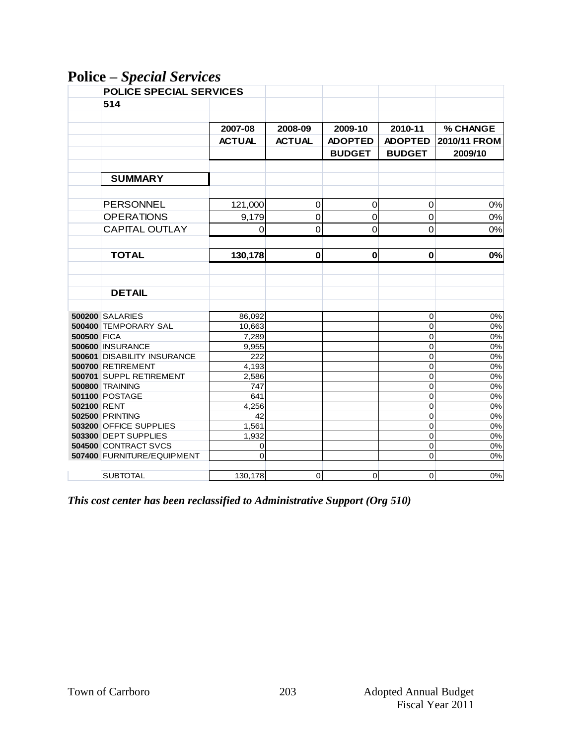# Police – *Special Services*

| | POLICE SPECIAL SERVICES | | | | | |
|---|---|---|---|---|---|---|
| | 514 | | | | | |
| | | 2007-08 ACTUAL | 2008-09 ACTUAL | 2009-10 ADOPTED BUDGET | 2010-11 ADOPTED BUDGET | % CHANGE 2010/11 FROM 2009/10 |
| | **SUMMARY** | | | | | |
| | PERSONNEL | 121,000 | 0 | 0 | 0 | 0% |
| | OPERATIONS | 9,179 | 0 | 0 | 0 | 0% |
| | CAPITAL OUTLAY | 0 | 0 | 0 | 0 | 0% |
| | **TOTAL** | **130,178** | **0** | **0** | **0** | **0%** |
| | **DETAIL** | | | | | |
| **500200** | SALARIES | 86,092 | | | 0 | 0% |
| **500400** | TEMPORARY SAL | 10,663 | | | 0 | 0% |
| **500500** | FICA | 7,289 | | | 0 | 0% |
| **500600** | INSURANCE | 9,955 | | | 0 | 0% |
| **500601** | DISABILITY INSURANCE | 222 | | | 0 | 0% |
| **500700** | RETIREMENT | 4,193 | | | 0 | 0% |
| **500701** | SUPPL RETIREMENT | 2,586 | | | 0 | 0% |
| **500800** | TRAINING | 747 | | | 0 | 0% |
| **501100** | POSTAGE | 641 | | | 0 | 0% |
| **502100** | RENT | 4,256 | | | 0 | 0% |
| **502500** | PRINTING | 42 | | | 0 | 0% |
| **503200** | OFFICE SUPPLIES | 1,561 | | | 0 | 0% |
| **503300** | DEPT SUPPLIES | 1,932 | | | 0 | 0% |
| **504500** | CONTRACT SVCS | 0 | | | 0 | 0% |
| **507400** | FURNITURE/EQUIPMENT | 0 | | | 0 | 0% |
| | SUBTOTAL | 130,178 | 0 | 0 | 0 | 0% |

***This cost center has been reclassified to Administrative Support (Org 510)***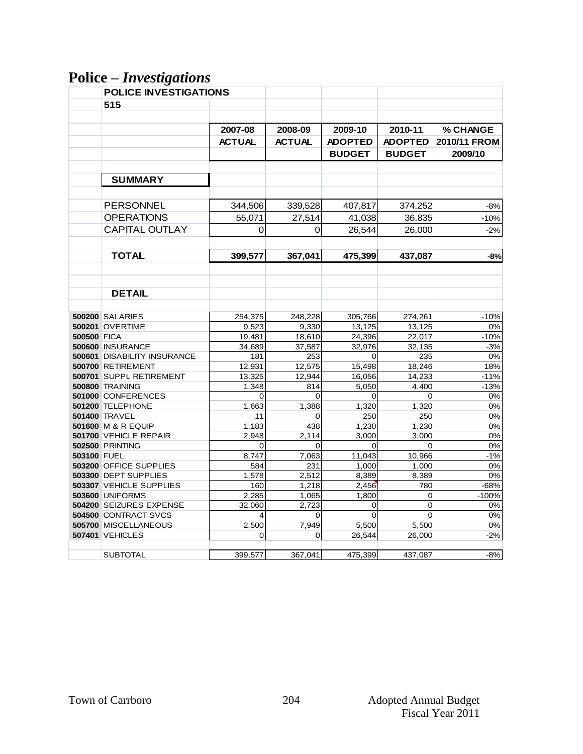# Police – *Investigations*

| | POLICE INVESTIGATIONS | | | | | |
|---|---|---|---|---|---|---|
| | 515 | | | | | |
| | | 2007-08 ACTUAL | 2008-09 ACTUAL | 2009-10 ADOPTED BUDGET | 2010-11 ADOPTED BUDGET | % CHANGE 2010/11 FROM 2009/10 |
| | **SUMMARY** | | | | | |
| | PERSONNEL | 344,506 | 339,528 | 407,817 | 374,252 | -8% |
| | OPERATIONS | 55,071 | 27,514 | 41,038 | 36,835 | -10% |
| | CAPITAL OUTLAY | 0 | 0 | 26,544 | 26,000 | -2% |
| | **TOTAL** | **399,577** | **367,041** | **475,399** | **437,087** | **-8%** |
| | **DETAIL** | | | | | |
| **500200** | SALARIES | 254,375 | 248,228 | 305,766 | 274,261 | -10% |
| **500201** | OVERTIME | 9,523 | 9,330 | 13,125 | 13,125 | 0% |
| **500500** | FICA | 19,481 | 18,610 | 24,396 | 22,017 | -10% |
| **500600** | INSURANCE | 34,689 | 37,587 | 32,976 | 32,135 | -3% |
| **500601** | DISABILITY INSURANCE | 181 | 253 | 0 | 235 | 0% |
| **500700** | RETIREMENT | 12,931 | 12,575 | 15,498 | 18,246 | 18% |
| **500701** | SUPPL RETIREMENT | 13,325 | 12,944 | 16,056 | 14,233 | -11% |
| **500800** | TRAINING | 1,348 | 814 | 5,050 | 4,400 | -13% |
| **501000** | CONFERENCES | 0 | 0 | 0 | 0 | 0% |
| **501200** | TELEPHONE | 1,663 | 1,388 | 1,320 | 1,320 | 0% |
| **501400** | TRAVEL | 11 | 0 | 250 | 250 | 0% |
| **501600** | M & R EQUIP | 1,183 | 438 | 1,230 | 1,230 | 0% |
| **501700** | VEHICLE REPAIR | 2,948 | 2,114 | 3,000 | 3,000 | 0% |
| **502500** | PRINTING | 0 | 0 | 0 | 0 | 0% |
| **503100** | FUEL | 8,747 | 7,063 | 11,043 | 10,966 | -1% |
| **503200** | OFFICE SUPPLIES | 584 | 231 | 1,000 | 1,000 | 0% |
| **503300** | DEPT SUPPLIES | 1,578 | 2,512 | 8,389 | 8,389 | 0% |
| **503307** | VEHICLE SUPPLIES | 160 | 1,218 | 2,456 | 780 | -68% |
| **503600** | UNIFORMS | 2,285 | 1,065 | 1,800 | 0 | -100% |
| **504200** | SEIZURES EXPENSE | 32,060 | 2,723 | 0 | 0 | 0% |
| **504500** | CONTRACT SVCS | 4 | 0 | 0 | 0 | 0% |
| **505700** | MISCELLANEOUS | 2,500 | 7,949 | 5,500 | 5,500 | 0% |
| **507401** | VEHICLES | 0 | 0 | 26,544 | 26,000 | -2% |
| | SUBTOTAL | 399,577 | 367,041 | 475,399 | 437,087 | -8% |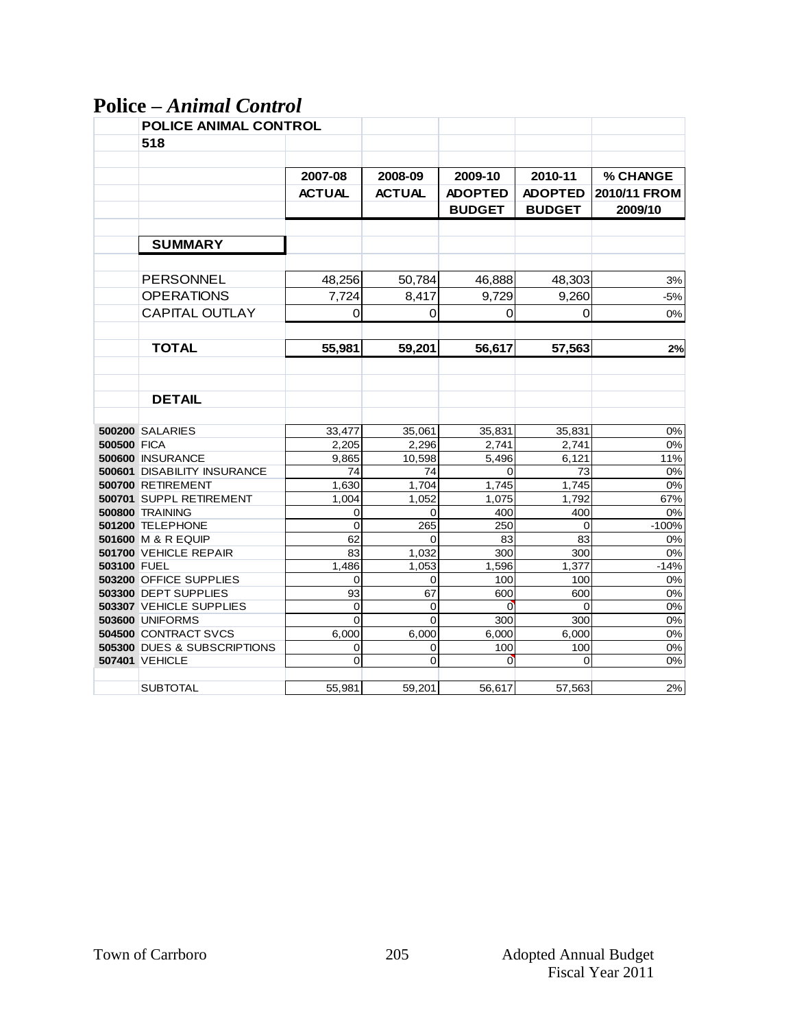# Police – *Animal Control*

| | POLICE ANIMAL CONTROL | | | | | |
|---|---|---|---|---|---|---|
| | 518 | | | | | |
| | | 2007-08 ACTUAL | 2008-09 ACTUAL | 2009-10 ADOPTED BUDGET | 2010-11 ADOPTED BUDGET | % CHANGE 2010/11 FROM 2009/10 |
| | **SUMMARY** | | | | | |
| | PERSONNEL | 48,256 | 50,784 | 46,888 | 48,303 | 3% |
| | OPERATIONS | 7,724 | 8,417 | 9,729 | 9,260 | -5% |
| | CAPITAL OUTLAY | 0 | 0 | 0 | 0 | 0% |
| | **TOTAL** | **55,981** | **59,201** | **56,617** | **57,563** | **2%** |
| | **DETAIL** | | | | | |
| **500200** | SALARIES | 33,477 | 35,061 | 35,831 | 35,831 | 0% |
| **500500** | FICA | 2,205 | 2,296 | 2,741 | 2,741 | 0% |
| **500600** | INSURANCE | 9,865 | 10,598 | 5,496 | 6,121 | 11% |
| **500601** | DISABILITY INSURANCE | 74 | 74 | 0 | 73 | 0% |
| **500700** | RETIREMENT | 1,630 | 1,704 | 1,745 | 1,745 | 0% |
| **500701** | SUPPL RETIREMENT | 1,004 | 1,052 | 1,075 | 1,792 | 67% |
| **500800** | TRAINING | 0 | 0 | 400 | 400 | 0% |
| **501200** | TELEPHONE | 0 | 265 | 250 | 0 | -100% |
| **501600** | M & R EQUIP | 62 | 0 | 83 | 83 | 0% |
| **501700** | VEHICLE REPAIR | 83 | 1,032 | 300 | 300 | 0% |
| **503100** | FUEL | 1,486 | 1,053 | 1,596 | 1,377 | -14% |
| **503200** | OFFICE SUPPLIES | 0 | 0 | 100 | 100 | 0% |
| **503300** | DEPT SUPPLIES | 93 | 67 | 600 | 600 | 0% |
| **503307** | VEHICLE SUPPLIES | 0 | 0 | 0 | 0 | 0% |
| **503600** | UNIFORMS | 0 | 0 | 300 | 300 | 0% |
| **504500** | CONTRACT SVCS | 6,000 | 6,000 | 6,000 | 6,000 | 0% |
| **505300** | DUES & SUBSCRIPTIONS | 0 | 0 | 100 | 100 | 0% |
| **507401** | VEHICLE | 0 | 0 | 0 | 0 | 0% |
| | SUBTOTAL | 55,981 | 59,201 | 56,617 | 57,563 | 2% |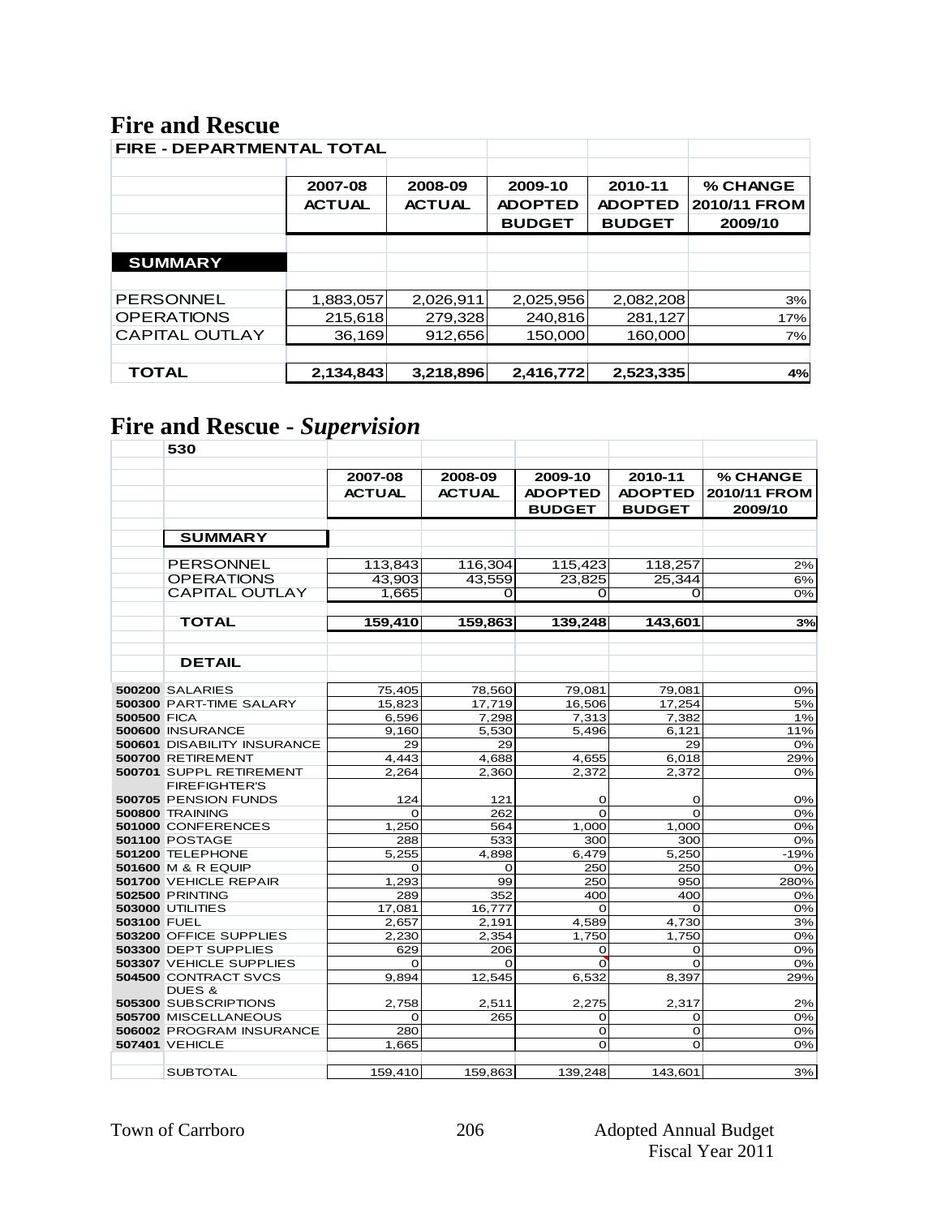# Fire and Rescue

| FIRE - DEPARTMENTAL TOTAL | 2007-08 ACTUAL | 2008-09 ACTUAL | 2009-10 ADOPTED BUDGET | 2010-11 ADOPTED BUDGET | % CHANGE 2010/11 FROM 2009/10 |
|---|---|---|---|---|---|
| **SUMMARY** | | | | | |
| PERSONNEL | 1,883,057 | 2,026,911 | 2,025,956 | 2,082,208 | 3% |
| OPERATIONS | 215,618 | 279,328 | 240,816 | 281,127 | 17% |
| CAPITAL OUTLAY | 36,169 | 912,656 | 150,000 | 160,000 | 7% |
| **TOTAL** | **2,134,843** | **3,218,896** | **2,416,772** | **2,523,335** | **4%** |

# Fire and Rescue - *Supervision*

| 530 | | 2007-08 ACTUAL | 2008-09 ACTUAL | 2009-10 ADOPTED BUDGET | 2010-11 ADOPTED BUDGET | % CHANGE 2010/11 FROM 2009/10 |
|---|---|---|---|---|---|---|
| | **SUMMARY** | | | | | |
| | PERSONNEL | 113,843 | 116,304 | 115,423 | 118,257 | 2% |
| | OPERATIONS | 43,903 | 43,559 | 23,825 | 25,344 | 6% |
| | CAPITAL OUTLAY | 1,665 | 0 | 0 | 0 | 0% |
| | **TOTAL** | **159,410** | **159,863** | **139,248** | **143,601** | **3%** |
| | **DETAIL** | | | | | |
| **500200** | SALARIES | 75,405 | 78,560 | 79,081 | 79,081 | 0% |
| **500300** | PART-TIME SALARY | 15,823 | 17,719 | 16,506 | 17,254 | 5% |
| **500500** | FICA | 6,596 | 7,298 | 7,313 | 7,382 | 1% |
| **500600** | INSURANCE | 9,160 | 5,530 | 5,496 | 6,121 | 11% |
| **500601** | DISABILITY INSURANCE | 29 | 29 | | 29 | 0% |
| **500700** | RETIREMENT | 4,443 | 4,688 | 4,655 | 6,018 | 29% |
| **500701** | SUPPL RETIREMENT | 2,264 | 2,360 | 2,372 | 2,372 | 0% |
| **500705** | FIREFIGHTER'S PENSION FUNDS | 124 | 121 | 0 | 0 | 0% |
| **500800** | TRAINING | 0 | 262 | 0 | 0 | 0% |
| **501000** | CONFERENCES | 1,250 | 564 | 1,000 | 1,000 | 0% |
| **501100** | POSTAGE | 288 | 533 | 300 | 300 | 0% |
| **501200** | TELEPHONE | 5,255 | 4,898 | 6,479 | 5,250 | -19% |
| **501600** | M & R EQUIP | 0 | 0 | 250 | 250 | 0% |
| **501700** | VEHICLE REPAIR | 1,293 | 99 | 250 | 950 | 280% |
| **502500** | PRINTING | 289 | 352 | 400 | 400 | 0% |
| **503000** | UTILITIES | 17,081 | 16,777 | 0 | 0 | 0% |
| **503100** | FUEL | 2,657 | 2,191 | 4,589 | 4,730 | 3% |
| **503200** | OFFICE SUPPLIES | 2,230 | 2,354 | 1,750 | 1,750 | 0% |
| **503300** | DEPT SUPPLIES | 629 | 206 | 0 | 0 | 0% |
| **503307** | VEHICLE SUPPLIES | 0 | 0 | 0 | 0 | 0% |
| **504500** | CONTRACT SVCS | 9,894 | 12,545 | 6,532 | 8,397 | 29% |
| **505300** | DUES & SUBSCRIPTIONS | 2,758 | 2,511 | 2,275 | 2,317 | 2% |
| **505700** | MISCELLANEOUS | 0 | 265 | 0 | 0 | 0% |
| **506002** | PROGRAM INSURANCE | 280 | | 0 | 0 | 0% |
| **507401** | VEHICLE | 1,665 | | 0 | 0 | 0% |
| | SUBTOTAL | 159,410 | 159,863 | 139,248 | 143,601 | 3% |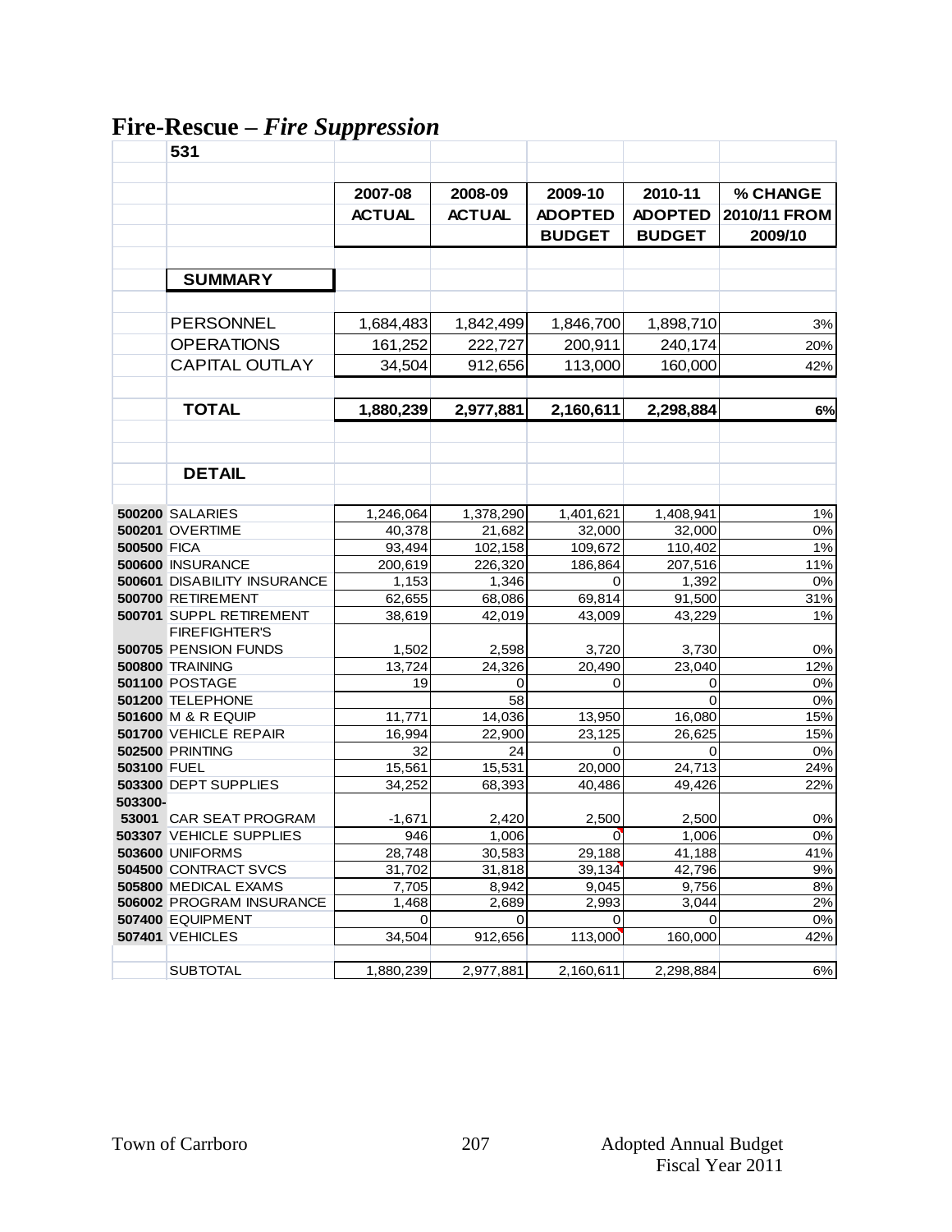# Fire-Rescue – *Fire Suppression*

**531**

| | | 2007-08 ACTUAL | 2008-09 ACTUAL | 2009-10 ADOPTED BUDGET | 2010-11 ADOPTED BUDGET | % CHANGE 2010/11 FROM 2009/10 |
|---|---|---|---|---|---|---|
| | **SUMMARY** | | | | | |
| | PERSONNEL | 1,684,483 | 1,842,499 | 1,846,700 | 1,898,710 | 3% |
| | OPERATIONS | 161,252 | 222,727 | 200,911 | 240,174 | 20% |
| | CAPITAL OUTLAY | 34,504 | 912,656 | 113,000 | 160,000 | 42% |
| | **TOTAL** | **1,880,239** | **2,977,881** | **2,160,611** | **2,298,884** | **6%** |
| | **DETAIL** | | | | | |
| **500200** | SALARIES | 1,246,064 | 1,378,290 | 1,401,621 | 1,408,941 | 1% |
| **500201** | OVERTIME | 40,378 | 21,682 | 32,000 | 32,000 | 0% |
| **500500** | FICA | 93,494 | 102,158 | 109,672 | 110,402 | 1% |
| **500600** | INSURANCE | 200,619 | 226,320 | 186,864 | 207,516 | 11% |
| **500601** | DISABILITY INSURANCE | 1,153 | 1,346 | 0 | 1,392 | 0% |
| **500700** | RETIREMENT | 62,655 | 68,086 | 69,814 | 91,500 | 31% |
| **500701** | SUPPL RETIREMENT | 38,619 | 42,019 | 43,009 | 43,229 | 1% |
| **500705** | FIREFIGHTER'S PENSION FUNDS | 1,502 | 2,598 | 3,720 | 3,730 | 0% |
| **500800** | TRAINING | 13,724 | 24,326 | 20,490 | 23,040 | 12% |
| **501100** | POSTAGE | 19 | 0 | 0 | 0 | 0% |
| **501200** | TELEPHONE | | 58 | | 0 | 0% |
| **501600** | M & R EQUIP | 11,771 | 14,036 | 13,950 | 16,080 | 15% |
| **501700** | VEHICLE REPAIR | 16,994 | 22,900 | 23,125 | 26,625 | 15% |
| **502500** | PRINTING | 32 | 24 | 0 | 0 | 0% |
| **503100** | FUEL | 15,561 | 15,531 | 20,000 | 24,713 | 24% |
| **503300** | DEPT SUPPLIES | 34,252 | 68,393 | 40,486 | 49,426 | 22% |
| **503300-53001** | CAR SEAT PROGRAM | -1,671 | 2,420 | 2,500 | 2,500 | 0% |
| **503307** | VEHICLE SUPPLIES | 946 | 1,006 | 0 | 1,006 | 0% |
| **503600** | UNIFORMS | 28,748 | 30,583 | 29,188 | 41,188 | 41% |
| **504500** | CONTRACT SVCS | 31,702 | 31,818 | 39,134 | 42,796 | 9% |
| **505800** | MEDICAL EXAMS | 7,705 | 8,942 | 9,045 | 9,756 | 8% |
| **506002** | PROGRAM INSURANCE | 1,468 | 2,689 | 2,993 | 3,044 | 2% |
| **507400** | EQUIPMENT | 0 | 0 | 0 | 0 | 0% |
| **507401** | VEHICLES | 34,504 | 912,656 | 113,000 | 160,000 | 42% |
| | SUBTOTAL | 1,880,239 | 2,977,881 | 2,160,611 | 2,298,884 | 6% |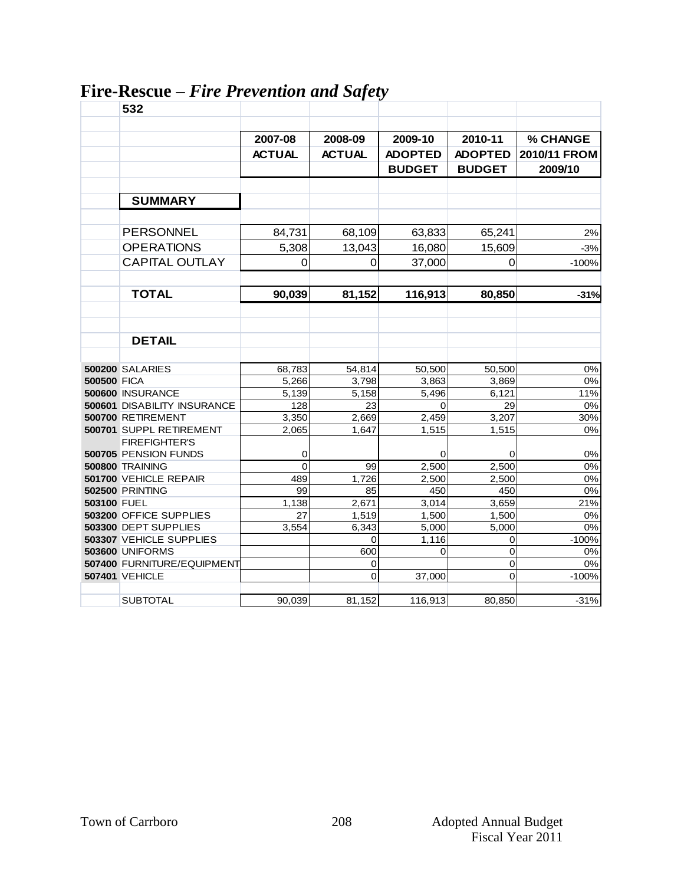# Fire-Rescue – *Fire Prevention and Safety*

| | 532 | 2007-08 ACTUAL | 2008-09 ACTUAL | 2009-10 ADOPTED BUDGET | 2010-11 ADOPTED BUDGET | % CHANGE 2010/11 FROM 2009/10 |
|---|---|---|---|---|---|---|
| | **SUMMARY** | | | | | |
| | PERSONNEL | 84,731 | 68,109 | 63,833 | 65,241 | 2% |
| | OPERATIONS | 5,308 | 13,043 | 16,080 | 15,609 | -3% |
| | CAPITAL OUTLAY | 0 | 0 | 37,000 | 0 | -100% |
| | **TOTAL** | **90,039** | **81,152** | **116,913** | **80,850** | **-31%** |
| | **DETAIL** | | | | | |
| **500200** | SALARIES | 68,783 | 54,814 | 50,500 | 50,500 | 0% |
| **500500** | FICA | 5,266 | 3,798 | 3,863 | 3,869 | 0% |
| **500600** | INSURANCE | 5,139 | 5,158 | 5,496 | 6,121 | 11% |
| **500601** | DISABILITY INSURANCE | 128 | 23 | 0 | 29 | 0% |
| **500700** | RETIREMENT | 3,350 | 2,669 | 2,459 | 3,207 | 30% |
| **500701** | SUPPL RETIREMENT | 2,065 | 1,647 | 1,515 | 1,515 | 0% |
| **500705** | FIREFIGHTER'S PENSION FUNDS | 0 | | 0 | 0 | 0% |
| **500800** | TRAINING | 0 | 99 | 2,500 | 2,500 | 0% |
| **501700** | VEHICLE REPAIR | 489 | 1,726 | 2,500 | 2,500 | 0% |
| **502500** | PRINTING | 99 | 85 | 450 | 450 | 0% |
| **503100** | FUEL | 1,138 | 2,671 | 3,014 | 3,659 | 21% |
| **503200** | OFFICE SUPPLIES | 27 | 1,519 | 1,500 | 1,500 | 0% |
| **503300** | DEPT SUPPLIES | 3,554 | 6,343 | 5,000 | 5,000 | 0% |
| **503307** | VEHICLE SUPPLIES | | 0 | 1,116 | 0 | -100% |
| **503600** | UNIFORMS | | 600 | 0 | 0 | 0% |
| **507400** | FURNITURE/EQUIPMENT | | 0 | | 0 | 0% |
| **507401** | VEHICLE | | 0 | 37,000 | 0 | -100% |
| | SUBTOTAL | 90,039 | 81,152 | 116,913 | 80,850 | -31% |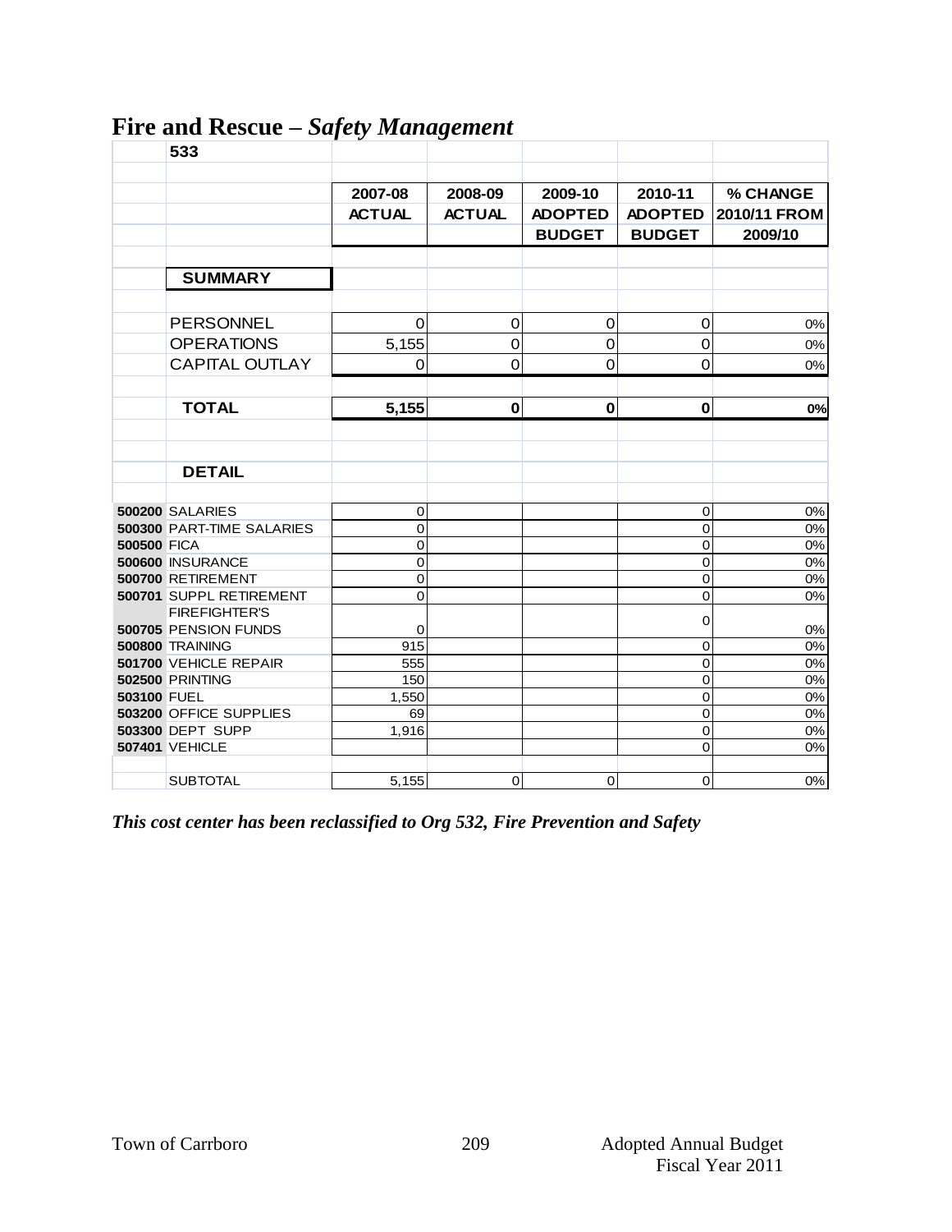# Fire and Rescue – *Safety Management*

| | 533 | 2007-08 ACTUAL | 2008-09 ACTUAL | 2009-10 ADOPTED BUDGET | 2010-11 ADOPTED BUDGET | % CHANGE 2010/11 FROM 2009/10 |
|---|---|---|---|---|---|---|
| | **SUMMARY** | | | | | |
| | PERSONNEL | 0 | 0 | 0 | 0 | 0% |
| | OPERATIONS | 5,155 | 0 | 0 | 0 | 0% |
| | CAPITAL OUTLAY | 0 | 0 | 0 | 0 | 0% |
| | **TOTAL** | **5,155** | **0** | **0** | **0** | **0%** |
| | **DETAIL** | | | | | |
| **500200** | SALARIES | 0 | | | 0 | 0% |
| **500300** | PART-TIME SALARIES | 0 | | | 0 | 0% |
| **500500** | FICA | 0 | | | 0 | 0% |
| **500600** | INSURANCE | 0 | | | 0 | 0% |
| **500700** | RETIREMENT | 0 | | | 0 | 0% |
| **500701** | SUPPL RETIREMENT | 0 | | | 0 | 0% |
| **500705** | FIREFIGHTER'S PENSION FUNDS | 0 | | | 0 | 0% |
| **500800** | TRAINING | 915 | | | 0 | 0% |
| **501700** | VEHICLE REPAIR | 555 | | | 0 | 0% |
| **502500** | PRINTING | 150 | | | 0 | 0% |
| **503100** | FUEL | 1,550 | | | 0 | 0% |
| **503200** | OFFICE SUPPLIES | 69 | | | 0 | 0% |
| **503300** | DEPT SUPP | 1,916 | | | 0 | 0% |
| **507401** | VEHICLE | | | | 0 | 0% |
| | SUBTOTAL | 5,155 | 0 | 0 | 0 | 0% |

***This cost center has been reclassified to Org 532, Fire Prevention and Safety***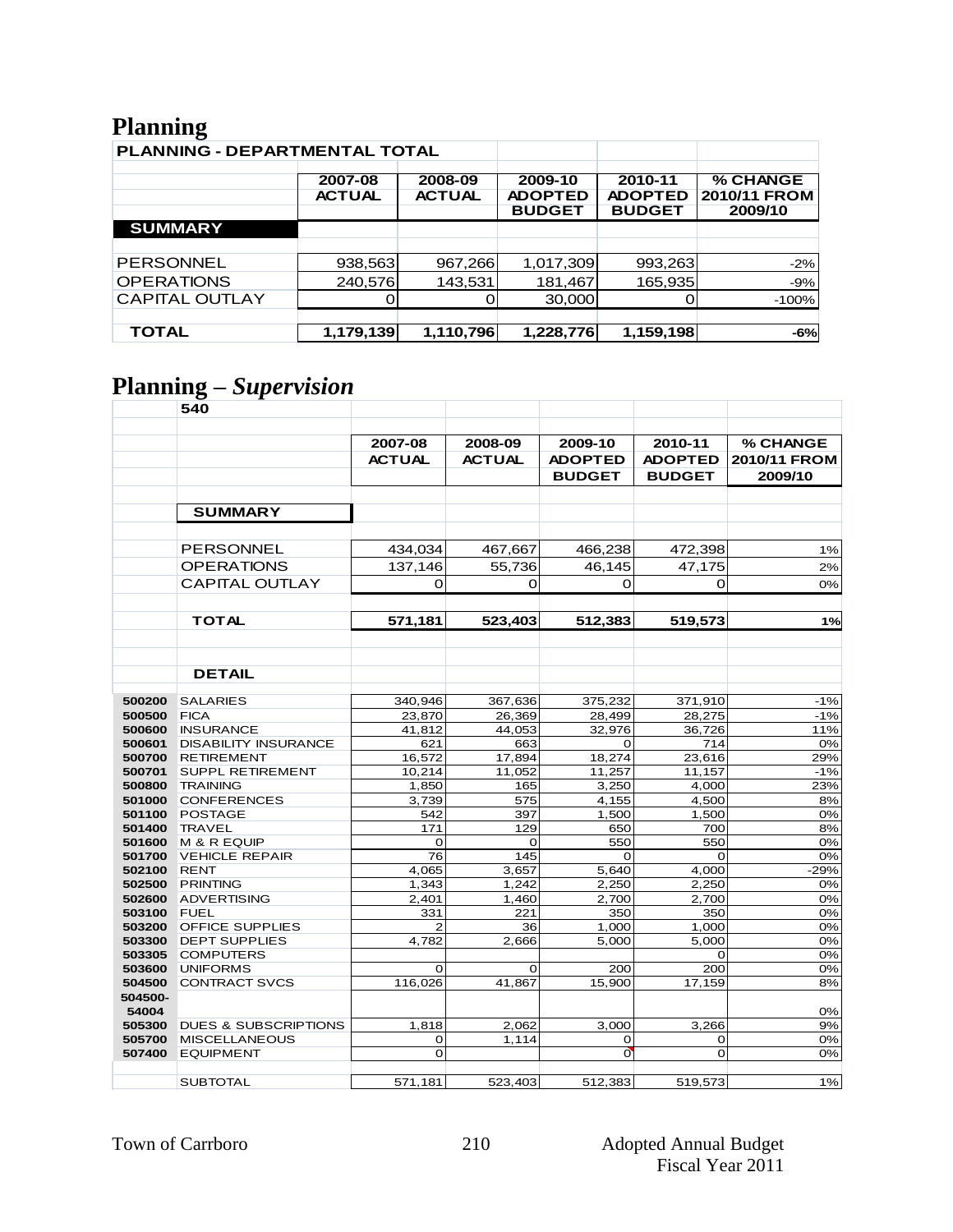# Planning

| PLANNING - DEPARTMENTAL TOTAL | 2007-08 ACTUAL | 2008-09 ACTUAL | 2009-10 ADOPTED BUDGET | 2010-11 ADOPTED BUDGET | % CHANGE 2010/11 FROM 2009/10 |
|---|---|---|---|---|---|
| **SUMMARY** | | | | | |
| PERSONNEL | 938,563 | 967,266 | 1,017,309 | 993,263 | -2% |
| OPERATIONS | 240,576 | 143,531 | 181,467 | 165,935 | -9% |
| CAPITAL OUTLAY | 0 | 0 | 30,000 | 0 | -100% |
| **TOTAL** | **1,179,139** | **1,110,796** | **1,228,776** | **1,159,198** | **-6%** |

# Planning – *Supervision*

| | 540 | 2007-08 ACTUAL | 2008-09 ACTUAL | 2009-10 ADOPTED BUDGET | 2010-11 ADOPTED BUDGET | % CHANGE 2010/11 FROM 2009/10 |
|---|---|---|---|---|---|---|
| | **SUMMARY** | | | | | |
| | PERSONNEL | 434,034 | 467,667 | 466,238 | 472,398 | 1% |
| | OPERATIONS | 137,146 | 55,736 | 46,145 | 47,175 | 2% |
| | CAPITAL OUTLAY | 0 | 0 | 0 | 0 | 0% |
| | **TOTAL** | **571,181** | **523,403** | **512,383** | **519,573** | **1%** |
| | **DETAIL** | | | | | |
| 500200 | SALARIES | 340,946 | 367,636 | 375,232 | 371,910 | -1% |
| 500500 | FICA | 23,870 | 26,369 | 28,499 | 28,275 | -1% |
| 500600 | INSURANCE | 41,812 | 44,053 | 32,976 | 36,726 | 11% |
| 500601 | DISABILITY INSURANCE | 621 | 663 | 0 | 714 | 0% |
| 500700 | RETIREMENT | 16,572 | 17,894 | 18,274 | 23,616 | 29% |
| 500701 | SUPPL RETIREMENT | 10,214 | 11,052 | 11,257 | 11,157 | -1% |
| 500800 | TRAINING | 1,850 | 165 | 3,250 | 4,000 | 23% |
| 501000 | CONFERENCES | 3,739 | 575 | 4,155 | 4,500 | 8% |
| 501100 | POSTAGE | 542 | 397 | 1,500 | 1,500 | 0% |
| 501400 | TRAVEL | 171 | 129 | 650 | 700 | 8% |
| 501600 | M & R EQUIP | 0 | 0 | 550 | 550 | 0% |
| 501700 | VEHICLE REPAIR | 76 | 145 | 0 | 0 | 0% |
| 502100 | RENT | 4,065 | 3,657 | 5,640 | 4,000 | -29% |
| 502500 | PRINTING | 1,343 | 1,242 | 2,250 | 2,250 | 0% |
| 502600 | ADVERTISING | 2,401 | 1,460 | 2,700 | 2,700 | 0% |
| 503100 | FUEL | 331 | 221 | 350 | 350 | 0% |
| 503200 | OFFICE SUPPLIES | 2 | 36 | 1,000 | 1,000 | 0% |
| 503300 | DEPT SUPPLIES | 4,782 | 2,666 | 5,000 | 5,000 | 0% |
| 503305 | COMPUTERS | | | | 0 | 0% |
| 503600 | UNIFORMS | 0 | 0 | 200 | 200 | 0% |
| 504500 | CONTRACT SVCS | 116,026 | 41,867 | 15,900 | 17,159 | 8% |
| 504500-54004 | | | | | | 0% |
| 505300 | DUES & SUBSCRIPTIONS | 1,818 | 2,062 | 3,000 | 3,266 | 9% |
| 505700 | MISCELLANEOUS | 0 | 1,114 | 0 | 0 | 0% |
| 507400 | EQUIPMENT | 0 | | 0 | 0 | 0% |
| | SUBTOTAL | 571,181 | 523,403 | 512,383 | 519,573 | 1% |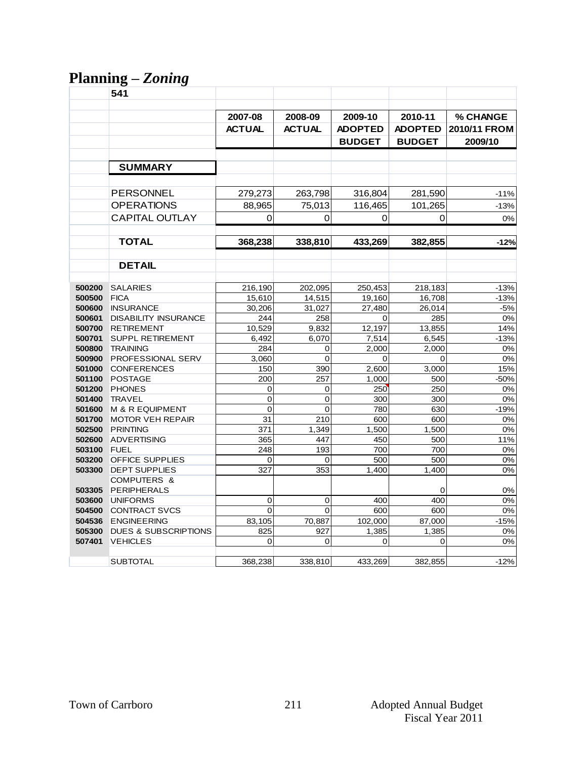# Planning – *Zoning*

| | 541 | | | | | |
|---|---|---|---|---|---|---|
| | | **2007-08 ACTUAL** | **2008-09 ACTUAL** | **2009-10 ADOPTED BUDGET** | **2010-11 ADOPTED BUDGET** | **% CHANGE 2010/11 FROM 2009/10** |
| | **SUMMARY** | | | | | |
| | PERSONNEL | 279,273 | 263,798 | 316,804 | 281,590 | -11% |
| | OPERATIONS | 88,965 | 75,013 | 116,465 | 101,265 | -13% |
| | CAPITAL OUTLAY | 0 | 0 | 0 | 0 | 0% |
| | **TOTAL** | **368,238** | **338,810** | **433,269** | **382,855** | **-12%** |
| | **DETAIL** | | | | | |
| **500200** | SALARIES | 216,190 | 202,095 | 250,453 | 218,183 | -13% |
| **500500** | FICA | 15,610 | 14,515 | 19,160 | 16,708 | -13% |
| **500600** | INSURANCE | 30,206 | 31,027 | 27,480 | 26,014 | -5% |
| **500601** | DISABILITY INSURANCE | 244 | 258 | 0 | 285 | 0% |
| **500700** | RETIREMENT | 10,529 | 9,832 | 12,197 | 13,855 | 14% |
| **500701** | SUPPL RETIREMENT | 6,492 | 6,070 | 7,514 | 6,545 | -13% |
| **500800** | TRAINING | 284 | 0 | 2,000 | 2,000 | 0% |
| **500900** | PROFESSIONAL SERV | 3,060 | 0 | 0 | 0 | 0% |
| **501000** | CONFERENCES | 150 | 390 | 2,600 | 3,000 | 15% |
| **501100** | POSTAGE | 200 | 257 | 1,000 | 500 | -50% |
| **501200** | PHONES | 0 | 0 | 250 | 250 | 0% |
| **501400** | TRAVEL | 0 | 0 | 300 | 300 | 0% |
| **501600** | M & R EQUIPMENT | 0 | 0 | 780 | 630 | -19% |
| **501700** | MOTOR VEH REPAIR | 31 | 210 | 600 | 600 | 0% |
| **502500** | PRINTING | 371 | 1,349 | 1,500 | 1,500 | 0% |
| **502600** | ADVERTISING | 365 | 447 | 450 | 500 | 11% |
| **503100** | FUEL | 248 | 193 | 700 | 700 | 0% |
| **503200** | OFFICE SUPPLIES | 0 | 0 | 500 | 500 | 0% |
| **503300** | DEPT SUPPLIES | 327 | 353 | 1,400 | 1,400 | 0% |
| **503305** | COMPUTERS & PERIPHERALS | | | | 0 | 0% |
| **503600** | UNIFORMS | 0 | 0 | 400 | 400 | 0% |
| **504500** | CONTRACT SVCS | 0 | 0 | 600 | 600 | 0% |
| **504536** | ENGINEERING | 83,105 | 70,887 | 102,000 | 87,000 | -15% |
| **505300** | DUES & SUBSCRIPTIONS | 825 | 927 | 1,385 | 1,385 | 0% |
| **507401** | VEHICLES | 0 | 0 | 0 | 0 | 0% |
| | SUBTOTAL | 368,238 | 338,810 | 433,269 | 382,855 | -12% |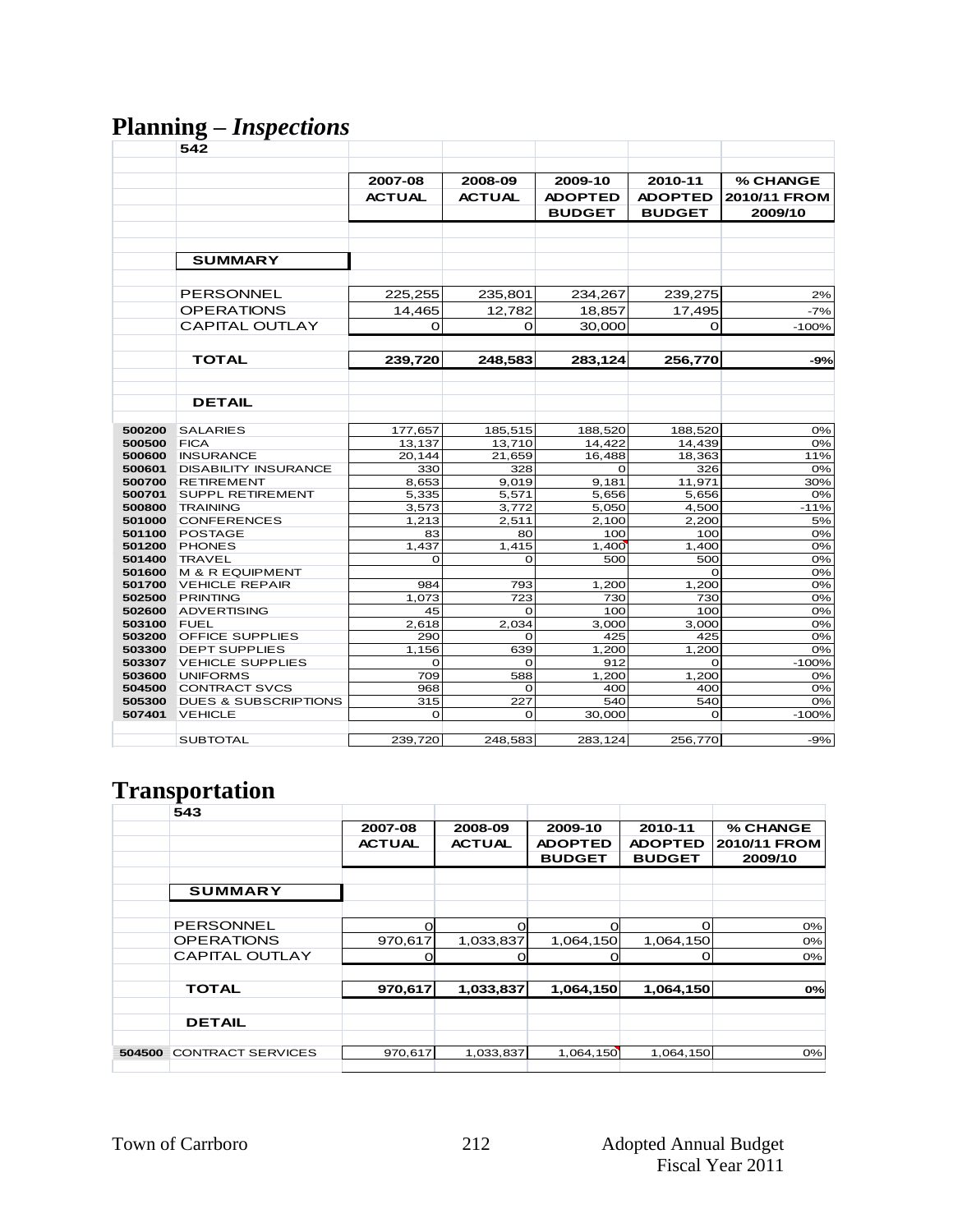# Planning – *Inspections*

| | 542 | 2007-08 ACTUAL | 2008-09 ACTUAL | 2009-10 ADOPTED BUDGET | 2010-11 ADOPTED BUDGET | % CHANGE 2010/11 FROM 2009/10 |
|---|---|---|---|---|---|---|
| | **SUMMARY** | | | | | |
| | PERSONNEL | 225,255 | 235,801 | 234,267 | 239,275 | 2% |
| | OPERATIONS | 14,465 | 12,782 | 18,857 | 17,495 | -7% |
| | CAPITAL OUTLAY | 0 | 0 | 30,000 | 0 | -100% |
| | **TOTAL** | **239,720** | **248,583** | **283,124** | **256,770** | **-9%** |
| | **DETAIL** | | | | | |
| 500200 | SALARIES | 177,657 | 185,515 | 188,520 | 188,520 | 0% |
| 500500 | FICA | 13,137 | 13,710 | 14,422 | 14,439 | 0% |
| 500600 | INSURANCE | 20,144 | 21,659 | 16,488 | 18,363 | 11% |
| 500601 | DISABILITY INSURANCE | 330 | 328 | 0 | 326 | 0% |
| 500700 | RETIREMENT | 8,653 | 9,019 | 9,181 | 11,971 | 30% |
| 500701 | SUPPL RETIREMENT | 5,335 | 5,571 | 5,656 | 5,656 | 0% |
| 500800 | TRAINING | 3,573 | 3,772 | 5,050 | 4,500 | -11% |
| 501000 | CONFERENCES | 1,213 | 2,511 | 2,100 | 2,200 | 5% |
| 501100 | POSTAGE | 83 | 80 | 100 | 100 | 0% |
| 501200 | PHONES | 1,437 | 1,415 | 1,400 | 1,400 | 0% |
| 501400 | TRAVEL | 0 | 0 | 500 | 500 | 0% |
| 501600 | M & R EQUIPMENT | | | | 0 | 0% |
| 501700 | VEHICLE REPAIR | 984 | 793 | 1,200 | 1,200 | 0% |
| 502500 | PRINTING | 1,073 | 723 | 730 | 730 | 0% |
| 502600 | ADVERTISING | 45 | 0 | 100 | 100 | 0% |
| 503100 | FUEL | 2,618 | 2,034 | 3,000 | 3,000 | 0% |
| 503200 | OFFICE SUPPLIES | 290 | 0 | 425 | 425 | 0% |
| 503300 | DEPT SUPPLIES | 1,156 | 639 | 1,200 | 1,200 | 0% |
| 503307 | VEHICLE SUPPLIES | 0 | 0 | 912 | 0 | -100% |
| 503600 | UNIFORMS | 709 | 588 | 1,200 | 1,200 | 0% |
| 504500 | CONTRACT SVCS | 968 | 0 | 400 | 400 | 0% |
| 505300 | DUES & SUBSCRIPTIONS | 315 | 227 | 540 | 540 | 0% |
| 507401 | VEHICLE | 0 | 0 | 30,000 | 0 | -100% |
| | SUBTOTAL | 239,720 | 248,583 | 283,124 | 256,770 | -9% |

# Transportation

| | 543 | 2007-08 ACTUAL | 2008-09 ACTUAL | 2009-10 ADOPTED BUDGET | 2010-11 ADOPTED BUDGET | % CHANGE 2010/11 FROM 2009/10 |
|---|---|---|---|---|---|---|
| | **SUMMARY** | | | | | |
| | PERSONNEL | 0 | 0 | 0 | 0 | 0% |
| | OPERATIONS | 970,617 | 1,033,837 | 1,064,150 | 1,064,150 | 0% |
| | CAPITAL OUTLAY | 0 | 0 | 0 | 0 | 0% |
| | **TOTAL** | **970,617** | **1,033,837** | **1,064,150** | **1,064,150** | **0%** |
| | **DETAIL** | | | | | |
| 504500 | CONTRACT SERVICES | 970,617 | 1,033,837 | 1,064,150 | 1,064,150 | 0% |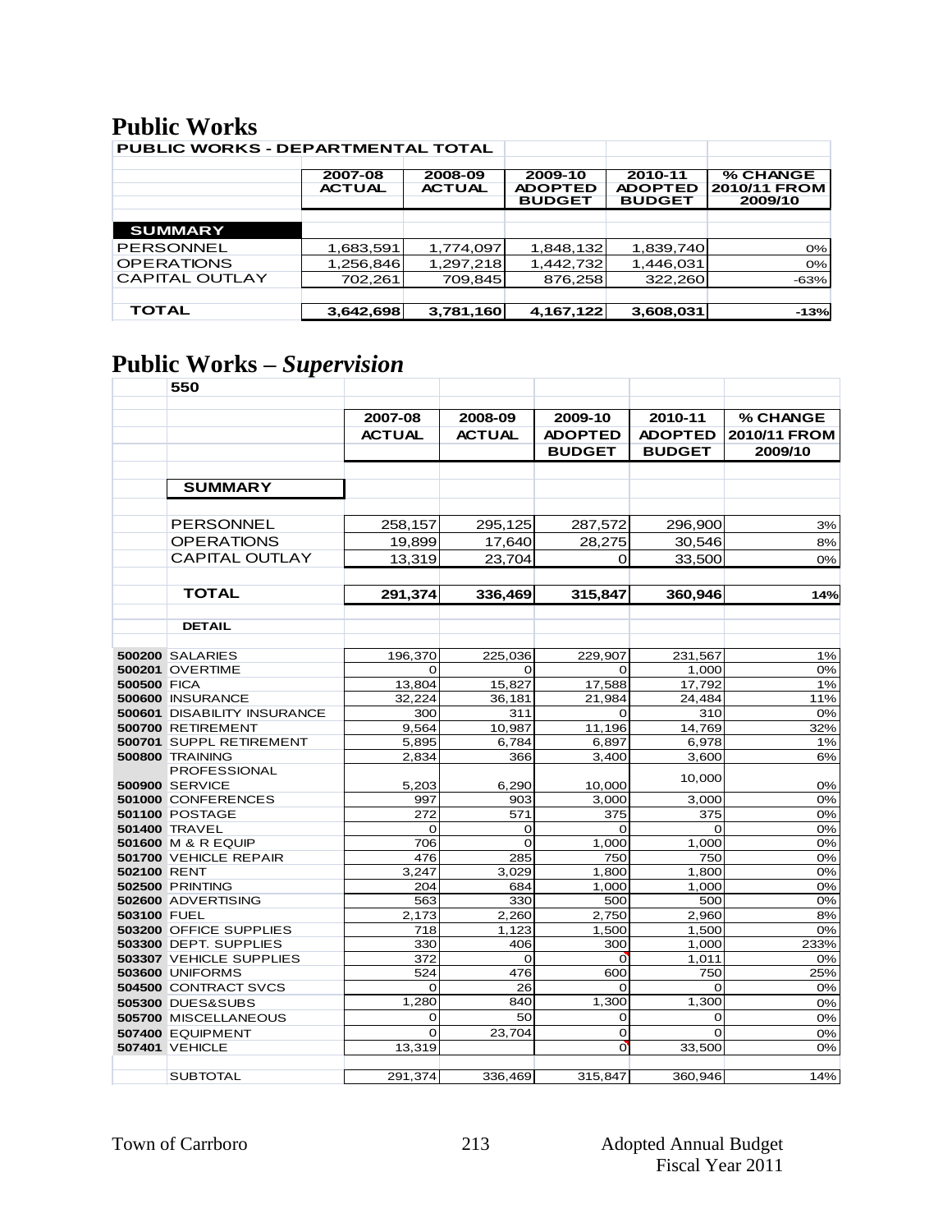# Public Works

| PUBLIC WORKS - DEPARTMENTAL TOTAL | 2007-08 ACTUAL | 2008-09 ACTUAL | 2009-10 ADOPTED BUDGET | 2010-11 ADOPTED BUDGET | % CHANGE 2010/11 FROM 2009/10 |
|---|---|---|---|---|---|
| **SUMMARY** | | | | | |
| PERSONNEL | 1,683,591 | 1,774,097 | 1,848,132 | 1,839,740 | 0% |
| OPERATIONS | 1,256,846 | 1,297,218 | 1,442,732 | 1,446,031 | 0% |
| CAPITAL OUTLAY | 702,261 | 709,845 | 876,258 | 322,260 | -63% |
| **TOTAL** | **3,642,698** | **3,781,160** | **4,167,122** | **3,608,031** | **-13%** |

# Public Works – *Supervision*

| | 550 | 2007-08 ACTUAL | 2008-09 ACTUAL | 2009-10 ADOPTED BUDGET | 2010-11 ADOPTED BUDGET | % CHANGE 2010/11 FROM 2009/10 |
|---|---|---|---|---|---|---|
| | **SUMMARY** | | | | | |
| | PERSONNEL | 258,157 | 295,125 | 287,572 | 296,900 | 3% |
| | OPERATIONS | 19,899 | 17,640 | 28,275 | 30,546 | 8% |
| | CAPITAL OUTLAY | 13,319 | 23,704 | 0 | 33,500 | 0% |
| | **TOTAL** | **291,374** | **336,469** | **315,847** | **360,946** | **14%** |
| | **DETAIL** | | | | | |
| **500200** | SALARIES | 196,370 | 225,036 | 229,907 | 231,567 | 1% |
| **500201** | OVERTIME | 0 | 0 | 0 | 1,000 | 0% |
| **500500** | FICA | 13,804 | 15,827 | 17,588 | 17,792 | 1% |
| **500600** | INSURANCE | 32,224 | 36,181 | 21,984 | 24,484 | 11% |
| **500601** | DISABILITY INSURANCE | 300 | 311 | 0 | 310 | 0% |
| **500700** | RETIREMENT | 9,564 | 10,987 | 11,196 | 14,769 | 32% |
| **500701** | SUPPL RETIREMENT | 5,895 | 6,784 | 6,897 | 6,978 | 1% |
| **500800** | TRAINING | 2,834 | 366 | 3,400 | 3,600 | 6% |
| **500900** | PROFESSIONAL SERVICE | 5,203 | 6,290 | 10,000 | 10,000 | 0% |
| **501000** | CONFERENCES | 997 | 903 | 3,000 | 3,000 | 0% |
| **501100** | POSTAGE | 272 | 571 | 375 | 375 | 0% |
| **501400** | TRAVEL | 0 | 0 | 0 | 0 | 0% |
| **501600** | M & R EQUIP | 706 | 0 | 1,000 | 1,000 | 0% |
| **501700** | VEHICLE REPAIR | 476 | 285 | 750 | 750 | 0% |
| **502100** | RENT | 3,247 | 3,029 | 1,800 | 1,800 | 0% |
| **502500** | PRINTING | 204 | 684 | 1,000 | 1,000 | 0% |
| **502600** | ADVERTISING | 563 | 330 | 500 | 500 | 0% |
| **503100** | FUEL | 2,173 | 2,260 | 2,750 | 2,960 | 8% |
| **503200** | OFFICE SUPPLIES | 718 | 1,123 | 1,500 | 1,500 | 0% |
| **503300** | DEPT. SUPPLIES | 330 | 406 | 300 | 1,000 | 233% |
| **503307** | VEHICLE SUPPLIES | 372 | 0 | 0 | 1,011 | 0% |
| **503600** | UNIFORMS | 524 | 476 | 600 | 750 | 25% |
| **504500** | CONTRACT SVCS | 0 | 26 | 0 | 0 | 0% |
| **505300** | DUES&SUBS | 1,280 | 840 | 1,300 | 1,300 | 0% |
| **505700** | MISCELLANEOUS | 0 | 50 | 0 | 0 | 0% |
| **507400** | EQUIPMENT | 0 | 23,704 | 0 | 0 | 0% |
| **507401** | VEHICLE | 13,319 | | 0 | 33,500 | 0% |
| | SUBTOTAL | 291,374 | 336,469 | 315,847 | 360,946 | 14% |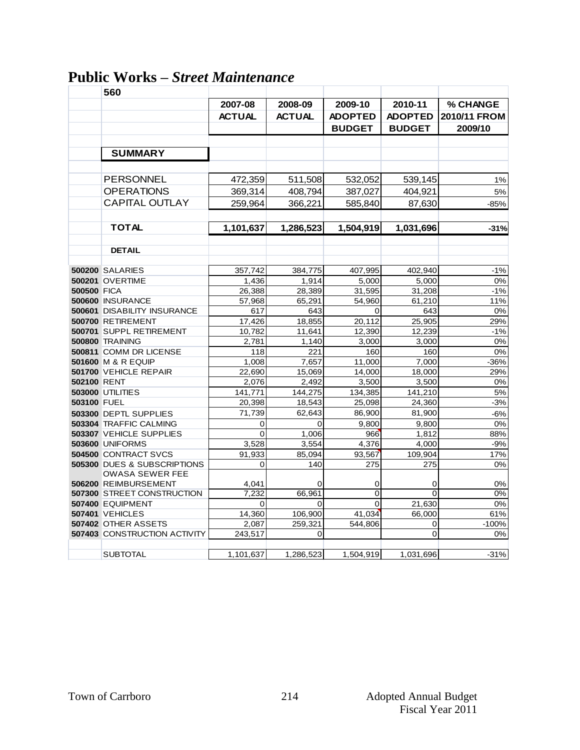# Public Works – *Street Maintenance*

| | 560 | 2007-08 ACTUAL | 2008-09 ACTUAL | 2009-10 ADOPTED BUDGET | 2010-11 ADOPTED BUDGET | % CHANGE 2010/11 FROM 2009/10 |
|---|---|---|---|---|---|---|
| | **SUMMARY** | | | | | |
| | PERSONNEL | 472,359 | 511,508 | 532,052 | 539,145 | 1% |
| | OPERATIONS | 369,314 | 408,794 | 387,027 | 404,921 | 5% |
| | CAPITAL OUTLAY | 259,964 | 366,221 | 585,840 | 87,630 | -85% |
| | **TOTAL** | **1,101,637** | **1,286,523** | **1,504,919** | **1,031,696** | **-31%** |
| | **DETAIL** | | | | | |
| **500200** | SALARIES | 357,742 | 384,775 | 407,995 | 402,940 | -1% |
| **500201** | OVERTIME | 1,436 | 1,914 | 5,000 | 5,000 | 0% |
| **500500** | FICA | 26,388 | 28,389 | 31,595 | 31,208 | -1% |
| **500600** | INSURANCE | 57,968 | 65,291 | 54,960 | 61,210 | 11% |
| **500601** | DISABILITY INSURANCE | 617 | 643 | 0 | 643 | 0% |
| **500700** | RETIREMENT | 17,426 | 18,855 | 20,112 | 25,905 | 29% |
| **500701** | SUPPL RETIREMENT | 10,782 | 11,641 | 12,390 | 12,239 | -1% |
| **500800** | TRAINING | 2,781 | 1,140 | 3,000 | 3,000 | 0% |
| **500811** | COMM DR LICENSE | 118 | 221 | 160 | 160 | 0% |
| **501600** | M & R EQUIP | 1,008 | 7,657 | 11,000 | 7,000 | -36% |
| **501700** | VEHICLE REPAIR | 22,690 | 15,069 | 14,000 | 18,000 | 29% |
| **502100** | RENT | 2,076 | 2,492 | 3,500 | 3,500 | 0% |
| **503000** | UTILITIES | 141,771 | 144,275 | 134,385 | 141,210 | 5% |
| **503100** | FUEL | 20,398 | 18,543 | 25,098 | 24,360 | -3% |
| **503300** | DEPTL SUPPLIES | 71,739 | 62,643 | 86,900 | 81,900 | -6% |
| **503304** | TRAFFIC CALMING | 0 | 0 | 9,800 | 9,800 | 0% |
| **503307** | VEHICLE SUPPLIES | 0 | 1,006 | 966 | 1,812 | 88% |
| **503600** | UNIFORMS | 3,528 | 3,554 | 4,376 | 4,000 | -9% |
| **504500** | CONTRACT SVCS | 91,933 | 85,094 | 93,567 | 109,904 | 17% |
| **505300** | DUES & SUBSCRIPTIONS | 0 | 140 | 275 | 275 | 0% |
| **506200** | OWASA SEWER FEE REIMBURSEMENT | 4,041 | 0 | 0 | 0 | 0% |
| **507300** | STREET CONSTRUCTION | 7,232 | 66,961 | 0 | 0 | 0% |
| **507400** | EQUIPMENT | 0 | 0 | 0 | 21,630 | 0% |
| **507401** | VEHICLES | 14,360 | 106,900 | 41,034 | 66,000 | 61% |
| **507402** | OTHER ASSETS | 2,087 | 259,321 | 544,806 | 0 | -100% |
| **507403** | CONSTRUCTION ACTIVITY | 243,517 | 0 | | 0 | 0% |
| | SUBTOTAL | 1,101,637 | 1,286,523 | 1,504,919 | 1,031,696 | -31% |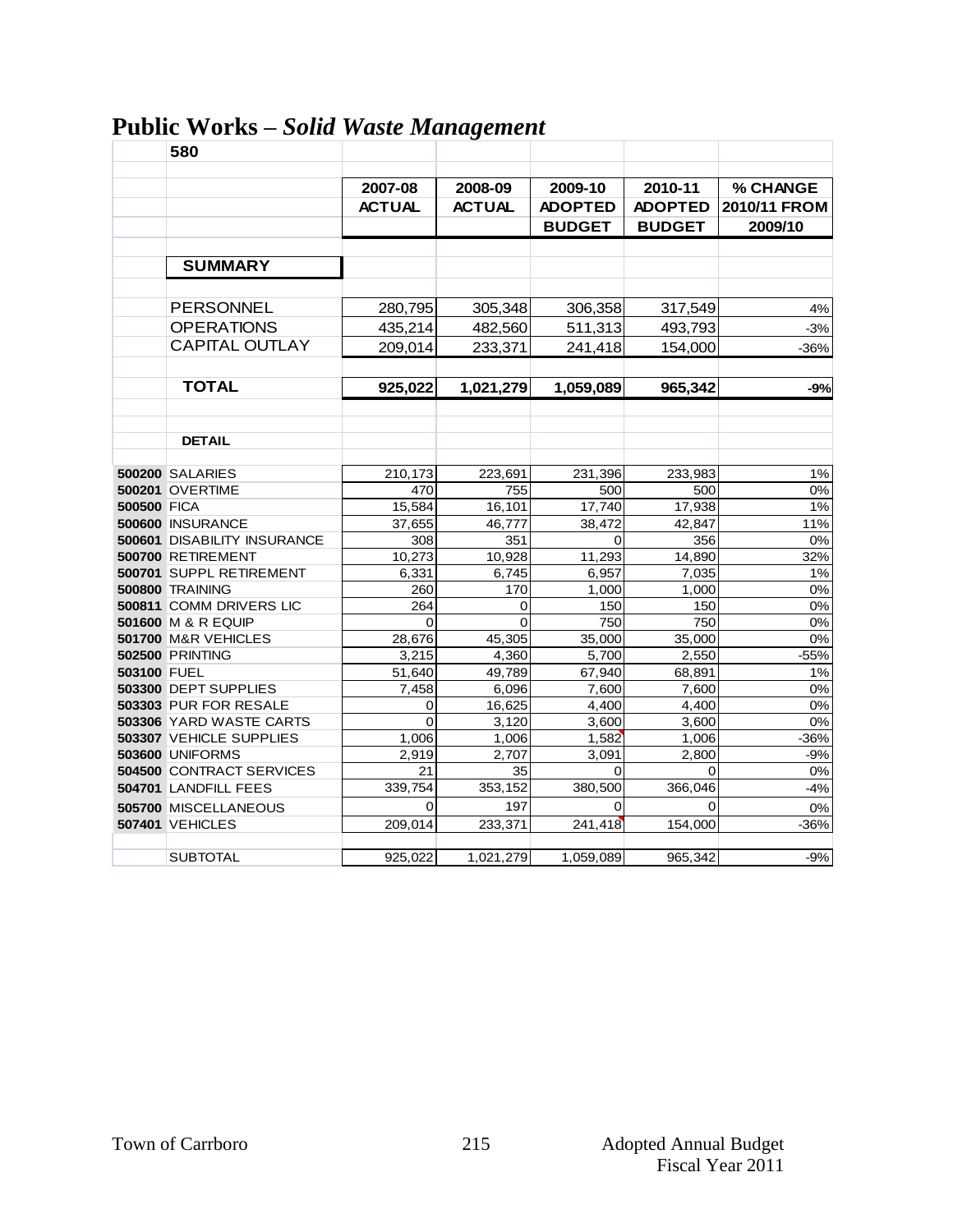# Public Works – *Solid Waste Management*

| | 580 | 2007-08 ACTUAL | 2008-09 ACTUAL | 2009-10 ADOPTED BUDGET | 2010-11 ADOPTED BUDGET | % CHANGE 2010/11 FROM 2009/10 |
|---|---|---|---|---|---|---|
| | **SUMMARY** | | | | | |
| | PERSONNEL | 280,795 | 305,348 | 306,358 | 317,549 | 4% |
| | OPERATIONS | 435,214 | 482,560 | 511,313 | 493,793 | -3% |
| | CAPITAL OUTLAY | 209,014 | 233,371 | 241,418 | 154,000 | -36% |
| | **TOTAL** | **925,022** | **1,021,279** | **1,059,089** | **965,342** | **-9%** |
| | **DETAIL** | | | | | |
| **500200** | SALARIES | 210,173 | 223,691 | 231,396 | 233,983 | 1% |
| **500201** | OVERTIME | 470 | 755 | 500 | 500 | 0% |
| **500500** | FICA | 15,584 | 16,101 | 17,740 | 17,938 | 1% |
| **500600** | INSURANCE | 37,655 | 46,777 | 38,472 | 42,847 | 11% |
| **500601** | DISABILITY INSURANCE | 308 | 351 | 0 | 356 | 0% |
| **500700** | RETIREMENT | 10,273 | 10,928 | 11,293 | 14,890 | 32% |
| **500701** | SUPPL RETIREMENT | 6,331 | 6,745 | 6,957 | 7,035 | 1% |
| **500800** | TRAINING | 260 | 170 | 1,000 | 1,000 | 0% |
| **500811** | COMM DRIVERS LIC | 264 | 0 | 150 | 150 | 0% |
| **501600** | M & R EQUIP | 0 | 0 | 750 | 750 | 0% |
| **501700** | M&R VEHICLES | 28,676 | 45,305 | 35,000 | 35,000 | 0% |
| **502500** | PRINTING | 3,215 | 4,360 | 5,700 | 2,550 | -55% |
| **503100** | FUEL | 51,640 | 49,789 | 67,940 | 68,891 | 1% |
| **503300** | DEPT SUPPLIES | 7,458 | 6,096 | 7,600 | 7,600 | 0% |
| **503303** | PUR FOR RESALE | 0 | 16,625 | 4,400 | 4,400 | 0% |
| **503306** | YARD WASTE CARTS | 0 | 3,120 | 3,600 | 3,600 | 0% |
| **503307** | VEHICLE SUPPLIES | 1,006 | 1,006 | 1,582 | 1,006 | -36% |
| **503600** | UNIFORMS | 2,919 | 2,707 | 3,091 | 2,800 | -9% |
| **504500** | CONTRACT SERVICES | 21 | 35 | 0 | 0 | 0% |
| **504701** | LANDFILL FEES | 339,754 | 353,152 | 380,500 | 366,046 | -4% |
| **505700** | MISCELLANEOUS | 0 | 197 | 0 | 0 | 0% |
| **507401** | VEHICLES | 209,014 | 233,371 | 241,418 | 154,000 | -36% |
| | SUBTOTAL | 925,022 | 1,021,279 | 1,059,089 | 965,342 | -9% |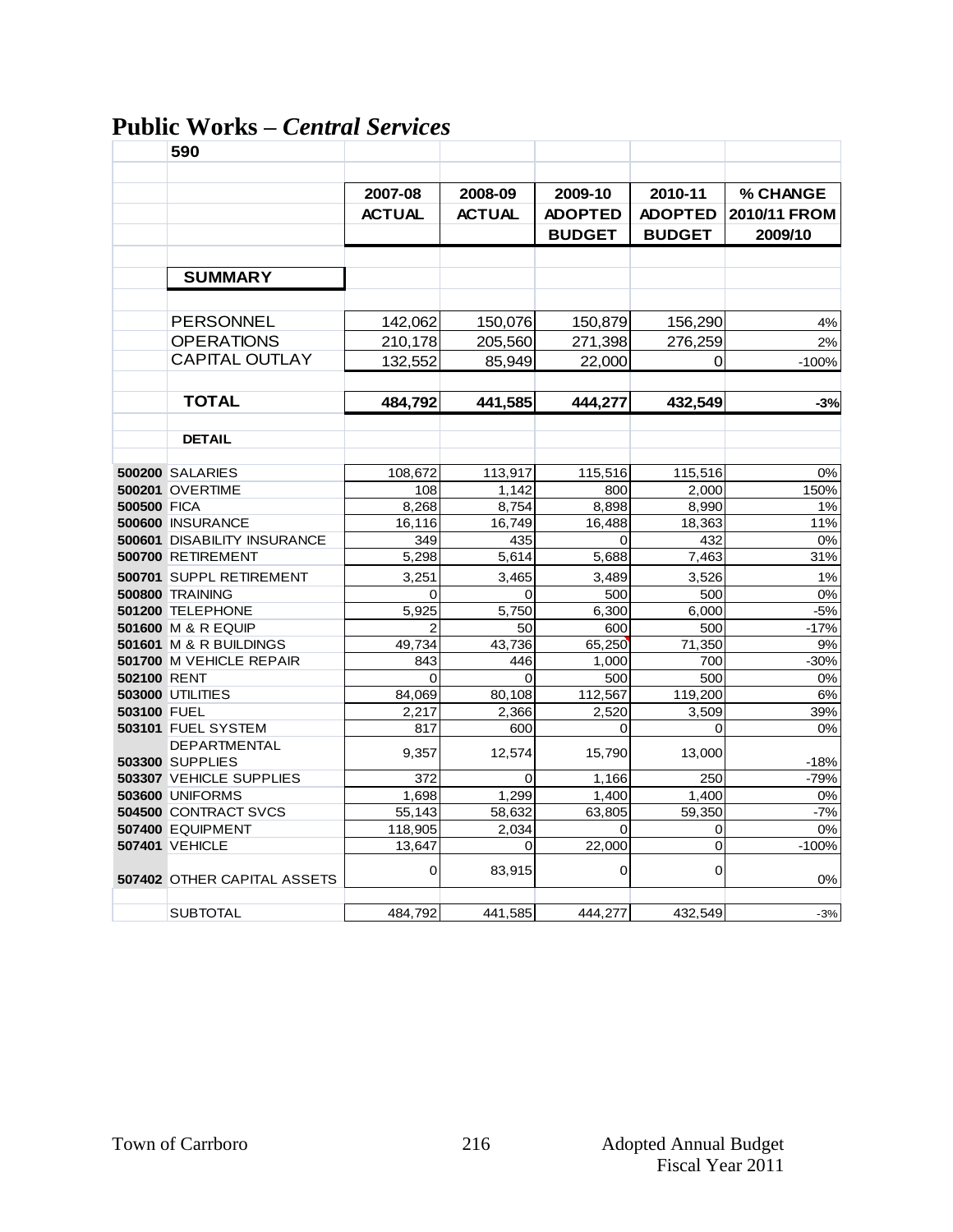# Public Works – *Central Services*

| | 590 | 2007-08 ACTUAL | 2008-09 ACTUAL | 2009-10 ADOPTED BUDGET | 2010-11 ADOPTED BUDGET | % CHANGE 2010/11 FROM 2009/10 |
|---|---|---|---|---|---|---|
| | **SUMMARY** | | | | | |
| | PERSONNEL | 142,062 | 150,076 | 150,879 | 156,290 | 4% |
| | OPERATIONS | 210,178 | 205,560 | 271,398 | 276,259 | 2% |
| | CAPITAL OUTLAY | 132,552 | 85,949 | 22,000 | 0 | -100% |
| | **TOTAL** | **484,792** | **441,585** | **444,277** | **432,549** | **-3%** |
| | **DETAIL** | | | | | |
| **500200** | SALARIES | 108,672 | 113,917 | 115,516 | 115,516 | 0% |
| **500201** | OVERTIME | 108 | 1,142 | 800 | 2,000 | 150% |
| **500500** | FICA | 8,268 | 8,754 | 8,898 | 8,990 | 1% |
| **500600** | INSURANCE | 16,116 | 16,749 | 16,488 | 18,363 | 11% |
| **500601** | DISABILITY INSURANCE | 349 | 435 | 0 | 432 | 0% |
| **500700** | RETIREMENT | 5,298 | 5,614 | 5,688 | 7,463 | 31% |
| **500701** | SUPPL RETIREMENT | 3,251 | 3,465 | 3,489 | 3,526 | 1% |
| **500800** | TRAINING | 0 | 0 | 500 | 500 | 0% |
| **501200** | TELEPHONE | 5,925 | 5,750 | 6,300 | 6,000 | -5% |
| **501600** | M & R EQUIP | 2 | 50 | 600 | 500 | -17% |
| **501601** | M & R BUILDINGS | 49,734 | 43,736 | 65,250 | 71,350 | 9% |
| **501700** | M VEHICLE REPAIR | 843 | 446 | 1,000 | 700 | -30% |
| **502100** | RENT | 0 | 0 | 500 | 500 | 0% |
| **503000** | UTILITIES | 84,069 | 80,108 | 112,567 | 119,200 | 6% |
| **503100** | FUEL | 2,217 | 2,366 | 2,520 | 3,509 | 39% |
| **503101** | FUEL SYSTEM | 817 | 600 | 0 | 0 | 0% |
| **503300** | DEPARTMENTAL SUPPLIES | 9,357 | 12,574 | 15,790 | 13,000 | -18% |
| **503307** | VEHICLE SUPPLIES | 372 | 0 | 1,166 | 250 | -79% |
| **503600** | UNIFORMS | 1,698 | 1,299 | 1,400 | 1,400 | 0% |
| **504500** | CONTRACT SVCS | 55,143 | 58,632 | 63,805 | 59,350 | -7% |
| **507400** | EQUIPMENT | 118,905 | 2,034 | 0 | 0 | 0% |
| **507401** | VEHICLE | 13,647 | 0 | 22,000 | 0 | -100% |
| **507402** | OTHER CAPITAL ASSETS | 0 | 83,915 | 0 | 0 | 0% |
| | SUBTOTAL | 484,792 | 441,585 | 444,277 | 432,549 | -3% |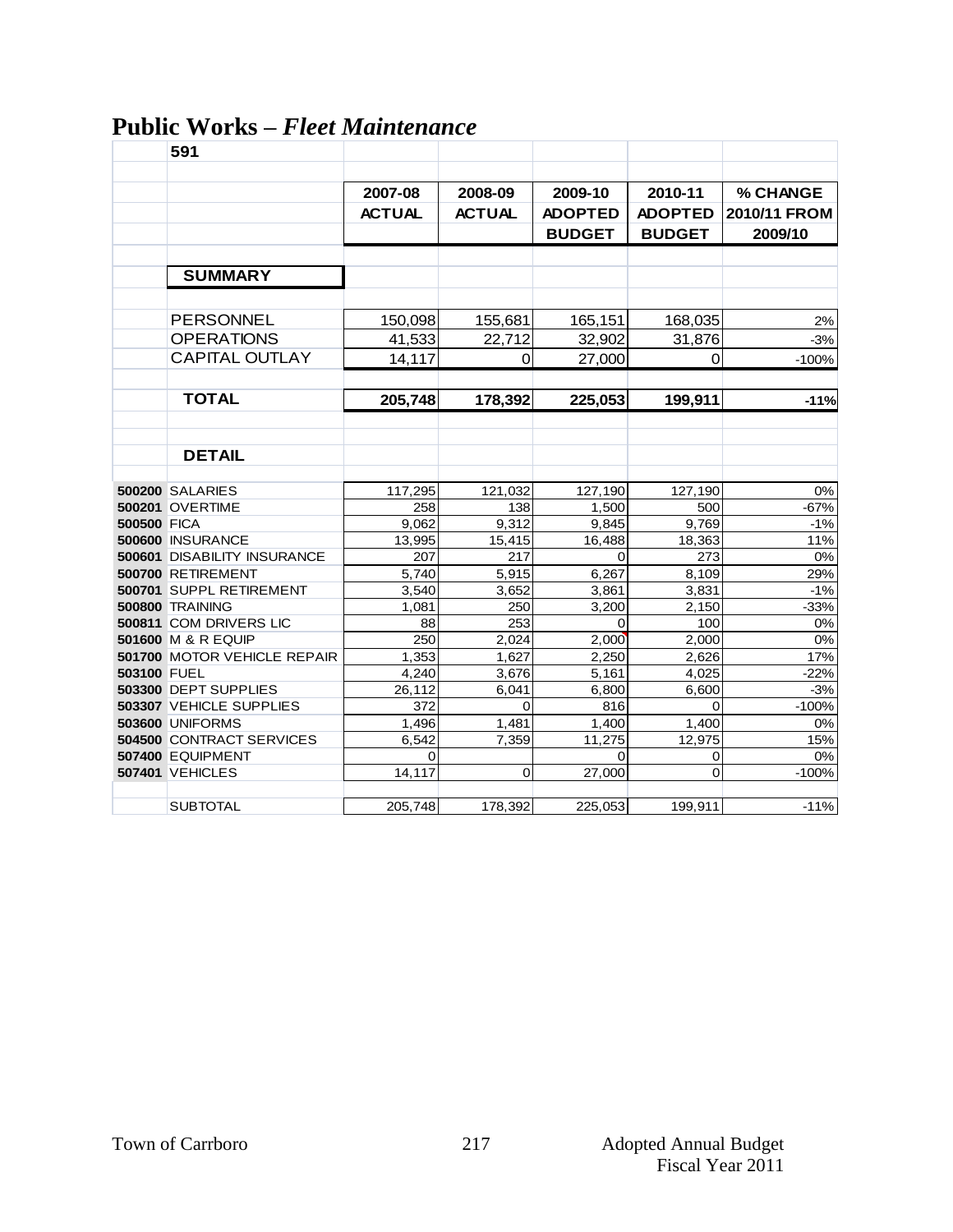# Public Works – *Fleet Maintenance*

**591**

| | | 2007-08 ACTUAL | 2008-09 ACTUAL | 2009-10 ADOPTED BUDGET | 2010-11 ADOPTED BUDGET | % CHANGE 2010/11 FROM 2009/10 |
|---|---|---|---|---|---|---|
| | **SUMMARY** | | | | | |
| | PERSONNEL | 150,098 | 155,681 | 165,151 | 168,035 | 2% |
| | OPERATIONS | 41,533 | 22,712 | 32,902 | 31,876 | -3% |
| | CAPITAL OUTLAY | 14,117 | 0 | 27,000 | 0 | -100% |
| | **TOTAL** | **205,748** | **178,392** | **225,053** | **199,911** | **-11%** |
| | **DETAIL** | | | | | |
| **500200** | SALARIES | 117,295 | 121,032 | 127,190 | 127,190 | 0% |
| **500201** | OVERTIME | 258 | 138 | 1,500 | 500 | -67% |
| **500500** | FICA | 9,062 | 9,312 | 9,845 | 9,769 | -1% |
| **500600** | INSURANCE | 13,995 | 15,415 | 16,488 | 18,363 | 11% |
| **500601** | DISABILITY INSURANCE | 207 | 217 | 0 | 273 | 0% |
| **500700** | RETIREMENT | 5,740 | 5,915 | 6,267 | 8,109 | 29% |
| **500701** | SUPPL RETIREMENT | 3,540 | 3,652 | 3,861 | 3,831 | -1% |
| **500800** | TRAINING | 1,081 | 250 | 3,200 | 2,150 | -33% |
| **500811** | COM DRIVERS LIC | 88 | 253 | 0 | 100 | 0% |
| **501600** | M & R EQUIP | 250 | 2,024 | 2,000 | 2,000 | 0% |
| **501700** | MOTOR VEHICLE REPAIR | 1,353 | 1,627 | 2,250 | 2,626 | 17% |
| **503100** | FUEL | 4,240 | 3,676 | 5,161 | 4,025 | -22% |
| **503300** | DEPT SUPPLIES | 26,112 | 6,041 | 6,800 | 6,600 | -3% |
| **503307** | VEHICLE SUPPLIES | 372 | 0 | 816 | 0 | -100% |
| **503600** | UNIFORMS | 1,496 | 1,481 | 1,400 | 1,400 | 0% |
| **504500** | CONTRACT SERVICES | 6,542 | 7,359 | 11,275 | 12,975 | 15% |
| **507400** | EQUIPMENT | 0 | | 0 | 0 | 0% |
| **507401** | VEHICLES | 14,117 | 0 | 27,000 | 0 | -100% |
| | SUBTOTAL | 205,748 | 178,392 | 225,053 | 199,911 | -11% |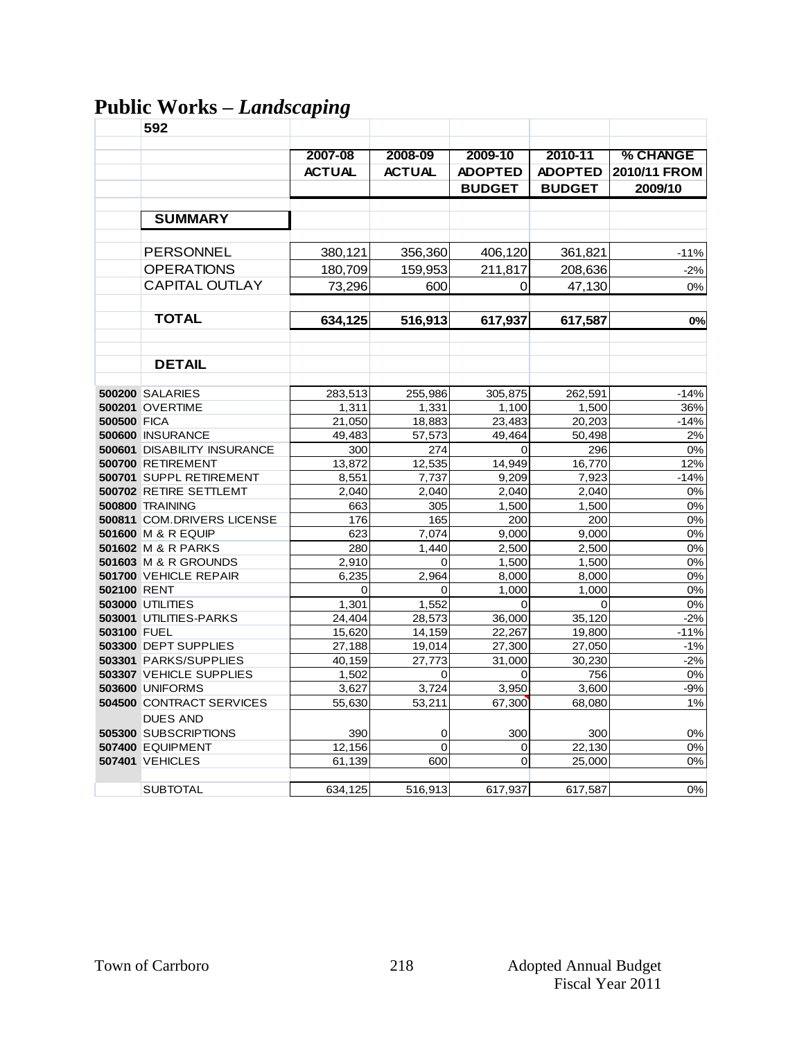# Public Works – *Landscaping*

| | 592 | | | | | |
|---|---|---|---|---|---|---|
| | | 2007-08 | 2008-09 | 2009-10 | 2010-11 | % CHANGE |
| | | ACTUAL | ACTUAL | ADOPTED | ADOPTED | 2010/11 FROM |
| | | | | BUDGET | BUDGET | 2009/10 |
| | **SUMMARY** | | | | | |
| | PERSONNEL | 380,121 | 356,360 | 406,120 | 361,821 | -11% |
| | OPERATIONS | 180,709 | 159,953 | 211,817 | 208,636 | -2% |
| | CAPITAL OUTLAY | 73,296 | 600 | 0 | 47,130 | 0% |
| | **TOTAL** | **634,125** | **516,913** | **617,937** | **617,587** | **0%** |
| | **DETAIL** | | | | | |
| **500200** | SALARIES | 283,513 | 255,986 | 305,875 | 262,591 | -14% |
| **500201** | OVERTIME | 1,311 | 1,331 | 1,100 | 1,500 | 36% |
| **500500** | FICA | 21,050 | 18,883 | 23,483 | 20,203 | -14% |
| **500600** | INSURANCE | 49,483 | 57,573 | 49,464 | 50,498 | 2% |
| **500601** | DISABILITY INSURANCE | 300 | 274 | 0 | 296 | 0% |
| **500700** | RETIREMENT | 13,872 | 12,535 | 14,949 | 16,770 | 12% |
| **500701** | SUPPL RETIREMENT | 8,551 | 7,737 | 9,209 | 7,923 | -14% |
| **500702** | RETIRE SETTLEMT | 2,040 | 2,040 | 2,040 | 2,040 | 0% |
| **500800** | TRAINING | 663 | 305 | 1,500 | 1,500 | 0% |
| **500811** | COM.DRIVERS LICENSE | 176 | 165 | 200 | 200 | 0% |
| **501600** | M & R EQUIP | 623 | 7,074 | 9,000 | 9,000 | 0% |
| **501602** | M & R PARKS | 280 | 1,440 | 2,500 | 2,500 | 0% |
| **501603** | M & R GROUNDS | 2,910 | 0 | 1,500 | 1,500 | 0% |
| **501700** | VEHICLE REPAIR | 6,235 | 2,964 | 8,000 | 8,000 | 0% |
| **502100** | RENT | 0 | 0 | 1,000 | 1,000 | 0% |
| **503000** | UTILITIES | 1,301 | 1,552 | 0 | 0 | 0% |
| **503001** | UTILITIES-PARKS | 24,404 | 28,573 | 36,000 | 35,120 | -2% |
| **503100** | FUEL | 15,620 | 14,159 | 22,267 | 19,800 | -11% |
| **503300** | DEPT SUPPLIES | 27,188 | 19,014 | 27,300 | 27,050 | -1% |
| **503301** | PARKS/SUPPLIES | 40,159 | 27,773 | 31,000 | 30,230 | -2% |
| **503307** | VEHICLE SUPPLIES | 1,502 | 0 | 0 | 756 | 0% |
| **503600** | UNIFORMS | 3,627 | 3,724 | 3,950 | 3,600 | -9% |
| **504500** | CONTRACT SERVICES | 55,630 | 53,211 | 67,300 | 68,080 | 1% |
| **505300** | DUES AND SUBSCRIPTIONS | 390 | 0 | 300 | 300 | 0% |
| **507400** | EQUIPMENT | 12,156 | 0 | 0 | 22,130 | 0% |
| **507401** | VEHICLES | 61,139 | 600 | 0 | 25,000 | 0% |
| | SUBTOTAL | 634,125 | 516,913 | 617,937 | 617,587 | 0% |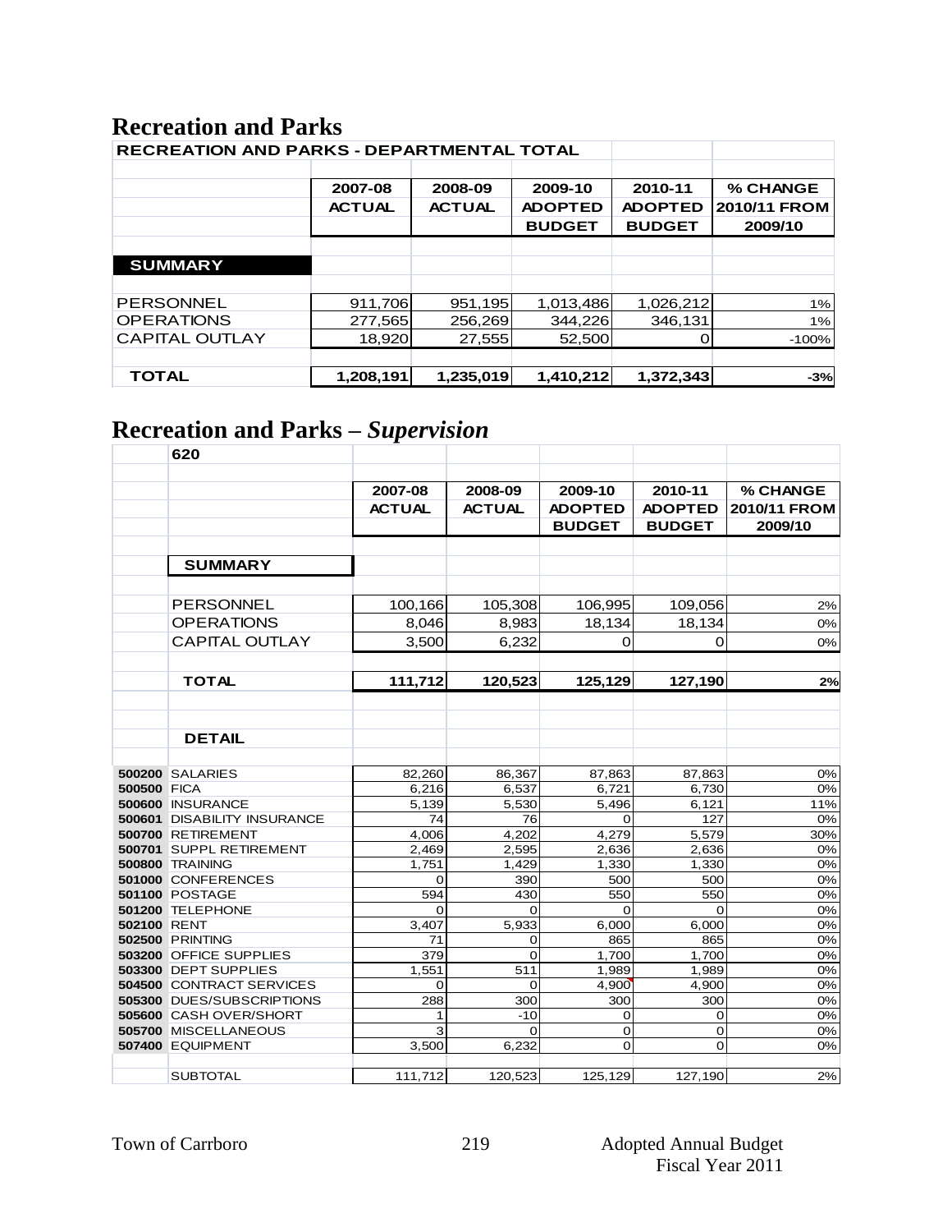# Recreation and Parks

| RECREATION AND PARKS - DEPARTMENTAL TOTAL | | | | | |
|---|---|---|---|---|---|
| | 2007-08 ACTUAL | 2008-09 ACTUAL | 2009-10 ADOPTED BUDGET | 2010-11 ADOPTED BUDGET | % CHANGE 2010/11 FROM 2009/10 |
| **SUMMARY** | | | | | |
| PERSONNEL | 911,706 | 951,195 | 1,013,486 | 1,026,212 | 1% |
| OPERATIONS | 277,565 | 256,269 | 344,226 | 346,131 | 1% |
| CAPITAL OUTLAY | 18,920 | 27,555 | 52,500 | 0 | -100% |
| **TOTAL** | **1,208,191** | **1,235,019** | **1,410,212** | **1,372,343** | **-3%** |

# Recreation and Parks – *Supervision*

| | 620 | | | | | |
|---|---|---|---|---|---|---|
| | | 2007-08 ACTUAL | 2008-09 ACTUAL | 2009-10 ADOPTED BUDGET | 2010-11 ADOPTED BUDGET | % CHANGE 2010/11 FROM 2009/10 |
| | **SUMMARY** | | | | | |
| | PERSONNEL | 100,166 | 105,308 | 106,995 | 109,056 | 2% |
| | OPERATIONS | 8,046 | 8,983 | 18,134 | 18,134 | 0% |
| | CAPITAL OUTLAY | 3,500 | 6,232 | 0 | 0 | 0% |
| | **TOTAL** | **111,712** | **120,523** | **125,129** | **127,190** | **2%** |
| | **DETAIL** | | | | | |
| **500200** | SALARIES | 82,260 | 86,367 | 87,863 | 87,863 | 0% |
| **500500** | FICA | 6,216 | 6,537 | 6,721 | 6,730 | 0% |
| **500600** | INSURANCE | 5,139 | 5,530 | 5,496 | 6,121 | 11% |
| **500601** | DISABILITY INSURANCE | 74 | 76 | 0 | 127 | 0% |
| **500700** | RETIREMENT | 4,006 | 4,202 | 4,279 | 5,579 | 30% |
| **500701** | SUPPL RETIREMENT | 2,469 | 2,595 | 2,636 | 2,636 | 0% |
| **500800** | TRAINING | 1,751 | 1,429 | 1,330 | 1,330 | 0% |
| **501000** | CONFERENCES | 0 | 390 | 500 | 500 | 0% |
| **501100** | POSTAGE | 594 | 430 | 550 | 550 | 0% |
| **501200** | TELEPHONE | 0 | 0 | 0 | 0 | 0% |
| **502100** | RENT | 3,407 | 5,933 | 6,000 | 6,000 | 0% |
| **502500** | PRINTING | 71 | 0 | 865 | 865 | 0% |
| **503200** | OFFICE SUPPLIES | 379 | 0 | 1,700 | 1,700 | 0% |
| **503300** | DEPT SUPPLIES | 1,551 | 511 | 1,989 | 1,989 | 0% |
| **504500** | CONTRACT SERVICES | 0 | 0 | 4,900 | 4,900 | 0% |
| **505300** | DUES/SUBSCRIPTIONS | 288 | 300 | 300 | 300 | 0% |
| **505600** | CASH OVER/SHORT | 1 | -10 | 0 | 0 | 0% |
| **505700** | MISCELLANEOUS | 3 | 0 | 0 | 0 | 0% |
| **507400** | EQUIPMENT | 3,500 | 6,232 | 0 | 0 | 0% |
| | SUBTOTAL | 111,712 | 120,523 | 125,129 | 127,190 | 2% |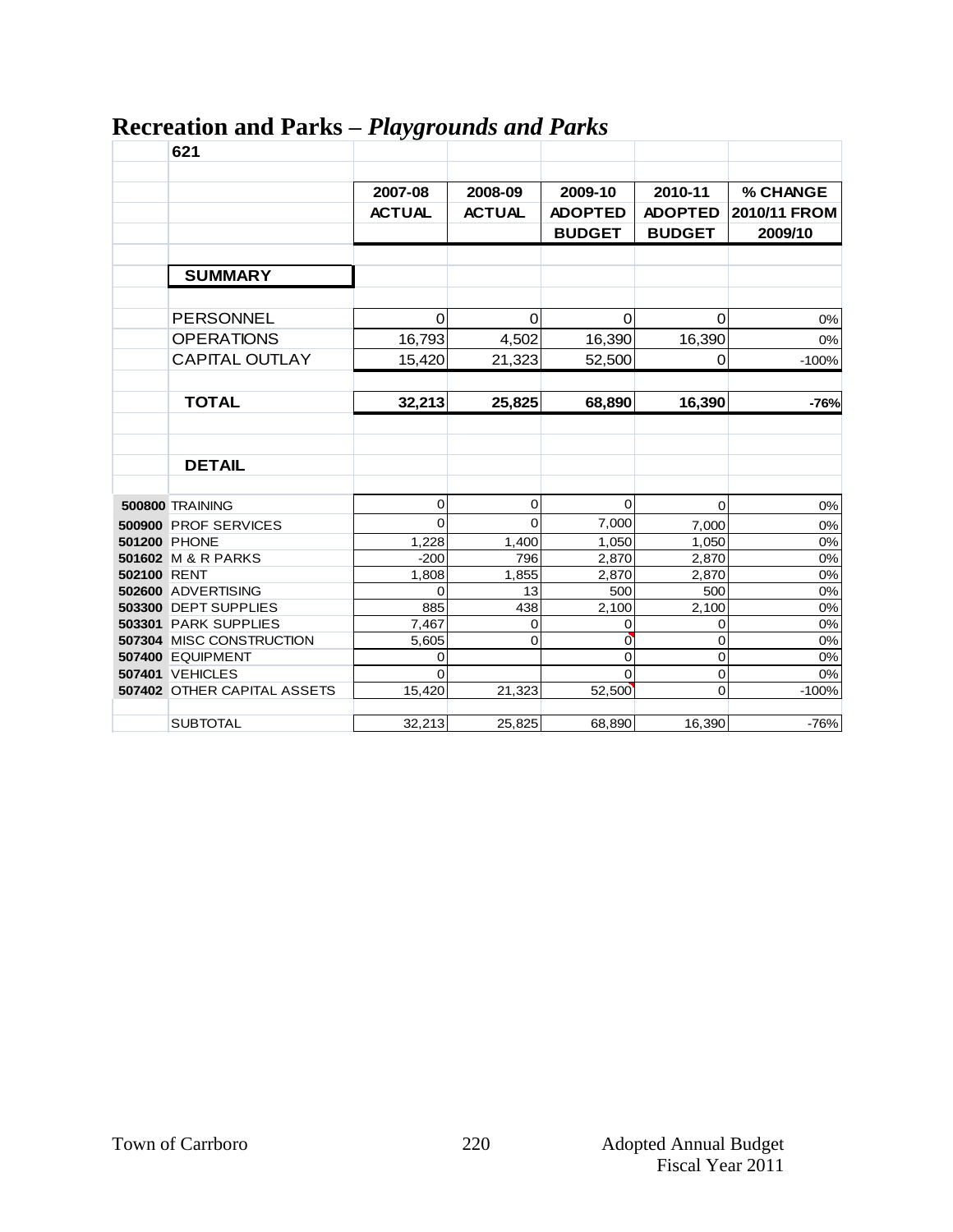# Recreation and Parks – *Playgrounds and Parks*

| | 621 | | | | | |
|---|---|---|---|---|---|---|
| | | 2007-08 ACTUAL | 2008-09 ACTUAL | 2009-10 ADOPTED BUDGET | 2010-11 ADOPTED BUDGET | % CHANGE 2010/11 FROM 2009/10 |
| | **SUMMARY** | | | | | |
| | PERSONNEL | 0 | 0 | 0 | 0 | 0% |
| | OPERATIONS | 16,793 | 4,502 | 16,390 | 16,390 | 0% |
| | CAPITAL OUTLAY | 15,420 | 21,323 | 52,500 | 0 | -100% |
| | **TOTAL** | **32,213** | **25,825** | **68,890** | **16,390** | **-76%** |
| | **DETAIL** | | | | | |
| **500800** | TRAINING | 0 | 0 | 0 | 0 | 0% |
| **500900** | PROF SERVICES | 0 | 0 | 7,000 | 7,000 | 0% |
| **501200** | PHONE | 1,228 | 1,400 | 1,050 | 1,050 | 0% |
| **501602** | M & R PARKS | -200 | 796 | 2,870 | 2,870 | 0% |
| **502100** | RENT | 1,808 | 1,855 | 2,870 | 2,870 | 0% |
| **502600** | ADVERTISING | 0 | 13 | 500 | 500 | 0% |
| **503300** | DEPT SUPPLIES | 885 | 438 | 2,100 | 2,100 | 0% |
| **503301** | PARK SUPPLIES | 7,467 | 0 | 0 | 0 | 0% |
| **507304** | MISC CONSTRUCTION | 5,605 | 0 | 0 | 0 | 0% |
| **507400** | EQUIPMENT | 0 | | 0 | 0 | 0% |
| **507401** | VEHICLES | 0 | | 0 | 0 | 0% |
| **507402** | OTHER CAPITAL ASSETS | 15,420 | 21,323 | 52,500 | 0 | -100% |
| | SUBTOTAL | 32,213 | 25,825 | 68,890 | 16,390 | -76% |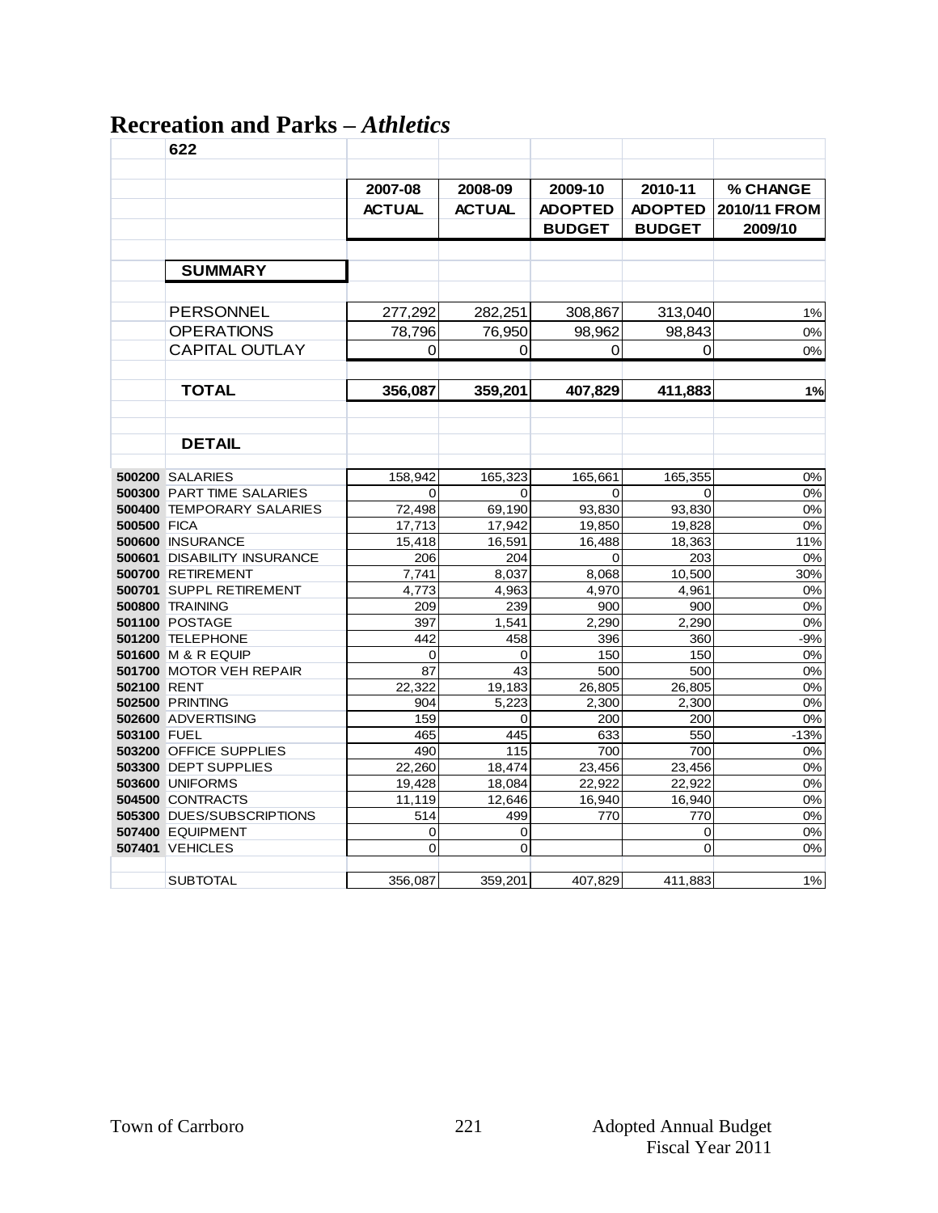# Recreation and Parks – *Athletics*

| | 622 | 2007-08 ACTUAL | 2008-09 ACTUAL | 2009-10 ADOPTED BUDGET | 2010-11 ADOPTED BUDGET | % CHANGE 2010/11 FROM 2009/10 |
|---|---|---|---|---|---|---|
| | **SUMMARY** | | | | | |
| | PERSONNEL | 277,292 | 282,251 | 308,867 | 313,040 | 1% |
| | OPERATIONS | 78,796 | 76,950 | 98,962 | 98,843 | 0% |
| | CAPITAL OUTLAY | 0 | 0 | 0 | 0 | 0% |
| | **TOTAL** | **356,087** | **359,201** | **407,829** | **411,883** | **1%** |
| | **DETAIL** | | | | | |
| **500200** | SALARIES | 158,942 | 165,323 | 165,661 | 165,355 | 0% |
| **500300** | PART TIME SALARIES | 0 | 0 | 0 | 0 | 0% |
| **500400** | TEMPORARY SALARIES | 72,498 | 69,190 | 93,830 | 93,830 | 0% |
| **500500** | FICA | 17,713 | 17,942 | 19,850 | 19,828 | 0% |
| **500600** | INSURANCE | 15,418 | 16,591 | 16,488 | 18,363 | 11% |
| **500601** | DISABILITY INSURANCE | 206 | 204 | 0 | 203 | 0% |
| **500700** | RETIREMENT | 7,741 | 8,037 | 8,068 | 10,500 | 30% |
| **500701** | SUPPL RETIREMENT | 4,773 | 4,963 | 4,970 | 4,961 | 0% |
| **500800** | TRAINING | 209 | 239 | 900 | 900 | 0% |
| **501100** | POSTAGE | 397 | 1,541 | 2,290 | 2,290 | 0% |
| **501200** | TELEPHONE | 442 | 458 | 396 | 360 | -9% |
| **501600** | M & R EQUIP | 0 | 0 | 150 | 150 | 0% |
| **501700** | MOTOR VEH REPAIR | 87 | 43 | 500 | 500 | 0% |
| **502100** | RENT | 22,322 | 19,183 | 26,805 | 26,805 | 0% |
| **502500** | PRINTING | 904 | 5,223 | 2,300 | 2,300 | 0% |
| **502600** | ADVERTISING | 159 | 0 | 200 | 200 | 0% |
| **503100** | FUEL | 465 | 445 | 633 | 550 | -13% |
| **503200** | OFFICE SUPPLIES | 490 | 115 | 700 | 700 | 0% |
| **503300** | DEPT SUPPLIES | 22,260 | 18,474 | 23,456 | 23,456 | 0% |
| **503600** | UNIFORMS | 19,428 | 18,084 | 22,922 | 22,922 | 0% |
| **504500** | CONTRACTS | 11,119 | 12,646 | 16,940 | 16,940 | 0% |
| **505300** | DUES/SUBSCRIPTIONS | 514 | 499 | 770 | 770 | 0% |
| **507400** | EQUIPMENT | 0 | 0 | | 0 | 0% |
| **507401** | VEHICLES | 0 | 0 | | 0 | 0% |
| | SUBTOTAL | 356,087 | 359,201 | 407,829 | 411,883 | 1% |

Town of Carrboro — Adopted Annual Budget Fiscal Year 2011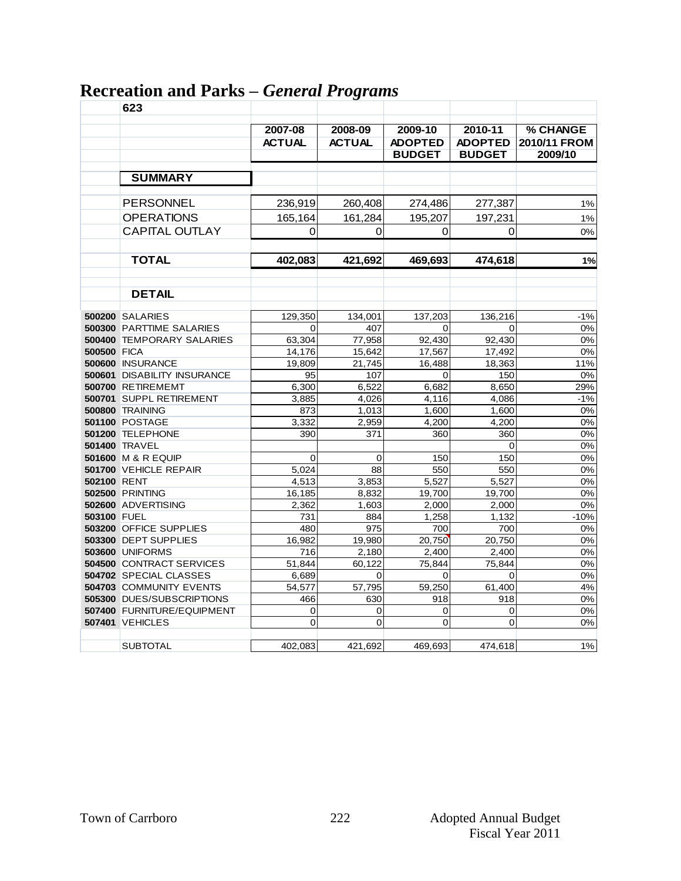# Recreation and Parks – *General Programs*

| | 623 | 2007-08 ACTUAL | 2008-09 ACTUAL | 2009-10 ADOPTED BUDGET | 2010-11 ADOPTED BUDGET | % CHANGE 2010/11 FROM 2009/10 |
|---|---|---|---|---|---|---|
| | **SUMMARY** | | | | | |
| | PERSONNEL | 236,919 | 260,408 | 274,486 | 277,387 | 1% |
| | OPERATIONS | 165,164 | 161,284 | 195,207 | 197,231 | 1% |
| | CAPITAL OUTLAY | 0 | 0 | 0 | 0 | 0% |
| | **TOTAL** | **402,083** | **421,692** | **469,693** | **474,618** | **1%** |
| | **DETAIL** | | | | | |
| **500200** | SALARIES | 129,350 | 134,001 | 137,203 | 136,216 | -1% |
| **500300** | PARTTIME SALARIES | 0 | 407 | 0 | 0 | 0% |
| **500400** | TEMPORARY SALARIES | 63,304 | 77,958 | 92,430 | 92,430 | 0% |
| **500500** | FICA | 14,176 | 15,642 | 17,567 | 17,492 | 0% |
| **500600** | INSURANCE | 19,809 | 21,745 | 16,488 | 18,363 | 11% |
| **500601** | DISABILITY INSURANCE | 95 | 107 | 0 | 150 | 0% |
| **500700** | RETIREMEMT | 6,300 | 6,522 | 6,682 | 8,650 | 29% |
| **500701** | SUPPL RETIREMENT | 3,885 | 4,026 | 4,116 | 4,086 | -1% |
| **500800** | TRAINING | 873 | 1,013 | 1,600 | 1,600 | 0% |
| **501100** | POSTAGE | 3,332 | 2,959 | 4,200 | 4,200 | 0% |
| **501200** | TELEPHONE | 390 | 371 | 360 | 360 | 0% |
| **501400** | TRAVEL | | | | 0 | 0% |
| **501600** | M & R EQUIP | 0 | 0 | 150 | 150 | 0% |
| **501700** | VEHICLE REPAIR | 5,024 | 88 | 550 | 550 | 0% |
| **502100** | RENT | 4,513 | 3,853 | 5,527 | 5,527 | 0% |
| **502500** | PRINTING | 16,185 | 8,832 | 19,700 | 19,700 | 0% |
| **502600** | ADVERTISING | 2,362 | 1,603 | 2,000 | 2,000 | 0% |
| **503100** | FUEL | 731 | 884 | 1,258 | 1,132 | -10% |
| **503200** | OFFICE SUPPLIES | 480 | 975 | 700 | 700 | 0% |
| **503300** | DEPT SUPPLIES | 16,982 | 19,980 | 20,750 | 20,750 | 0% |
| **503600** | UNIFORMS | 716 | 2,180 | 2,400 | 2,400 | 0% |
| **504500** | CONTRACT SERVICES | 51,844 | 60,122 | 75,844 | 75,844 | 0% |
| **504702** | SPECIAL CLASSES | 6,689 | 0 | 0 | 0 | 0% |
| **504703** | COMMUNITY EVENTS | 54,577 | 57,795 | 59,250 | 61,400 | 4% |
| **505300** | DUES/SUBSCRIPTIONS | 466 | 630 | 918 | 918 | 0% |
| **507400** | FURNITURE/EQUIPMENT | 0 | 0 | 0 | 0 | 0% |
| **507401** | VEHICLES | 0 | 0 | 0 | 0 | 0% |
| | SUBTOTAL | 402,083 | 421,692 | 469,693 | 474,618 | 1% |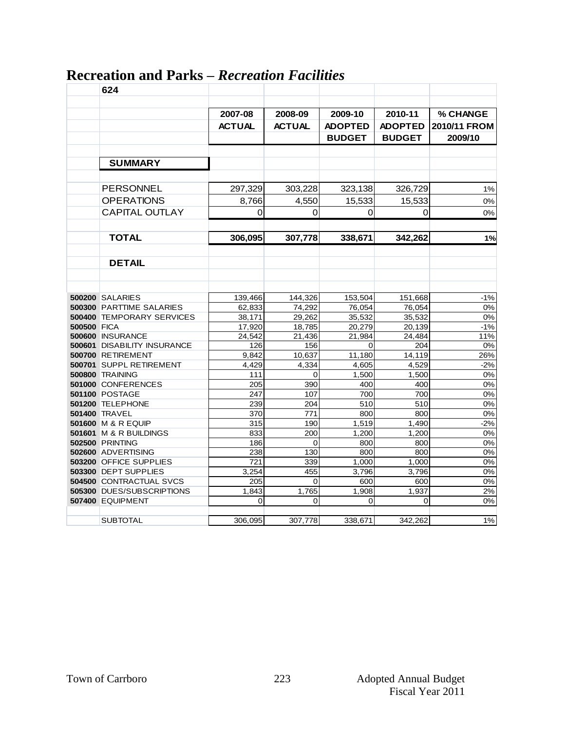# Recreation and Parks – *Recreation Facilities*

| | 624 | 2007-08 ACTUAL | 2008-09 ACTUAL | 2009-10 ADOPTED BUDGET | 2010-11 ADOPTED BUDGET | % CHANGE 2010/11 FROM 2009/10 |
|---|---|---|---|---|---|---|
| | **SUMMARY** | | | | | |
| | PERSONNEL | 297,329 | 303,228 | 323,138 | 326,729 | 1% |
| | OPERATIONS | 8,766 | 4,550 | 15,533 | 15,533 | 0% |
| | CAPITAL OUTLAY | 0 | 0 | 0 | 0 | 0% |
| | **TOTAL** | **306,095** | **307,778** | **338,671** | **342,262** | **1%** |
| | **DETAIL** | | | | | |
| **500200** | SALARIES | 139,466 | 144,326 | 153,504 | 151,668 | -1% |
| **500300** | PARTTIME SALARIES | 62,833 | 74,292 | 76,054 | 76,054 | 0% |
| **500400** | TEMPORARY SERVICES | 38,171 | 29,262 | 35,532 | 35,532 | 0% |
| **500500** | FICA | 17,920 | 18,785 | 20,279 | 20,139 | -1% |
| **500600** | INSURANCE | 24,542 | 21,436 | 21,984 | 24,484 | 11% |
| **500601** | DISABILITY INSURANCE | 126 | 156 | 0 | 204 | 0% |
| **500700** | RETIREMENT | 9,842 | 10,637 | 11,180 | 14,119 | 26% |
| **500701** | SUPPL RETIREMENT | 4,429 | 4,334 | 4,605 | 4,529 | -2% |
| **500800** | TRAINING | 111 | 0 | 1,500 | 1,500 | 0% |
| **501000** | CONFERENCES | 205 | 390 | 400 | 400 | 0% |
| **501100** | POSTAGE | 247 | 107 | 700 | 700 | 0% |
| **501200** | TELEPHONE | 239 | 204 | 510 | 510 | 0% |
| **501400** | TRAVEL | 370 | 771 | 800 | 800 | 0% |
| **501600** | M & R EQUIP | 315 | 190 | 1,519 | 1,490 | -2% |
| **501601** | M & R BUILDINGS | 833 | 200 | 1,200 | 1,200 | 0% |
| **502500** | PRINTING | 186 | 0 | 800 | 800 | 0% |
| **502600** | ADVERTISING | 238 | 130 | 800 | 800 | 0% |
| **503200** | OFFICE SUPPLIES | 721 | 339 | 1,000 | 1,000 | 0% |
| **503300** | DEPT SUPPLIES | 3,254 | 455 | 3,796 | 3,796 | 0% |
| **504500** | CONTRACTUAL SVCS | 205 | 0 | 600 | 600 | 0% |
| **505300** | DUES/SUBSCRIPTIONS | 1,843 | 1,765 | 1,908 | 1,937 | 2% |
| **507400** | EQUIPMENT | 0 | 0 | 0 | 0 | 0% |
| | SUBTOTAL | 306,095 | 307,778 | 338,671 | 342,262 | 1% |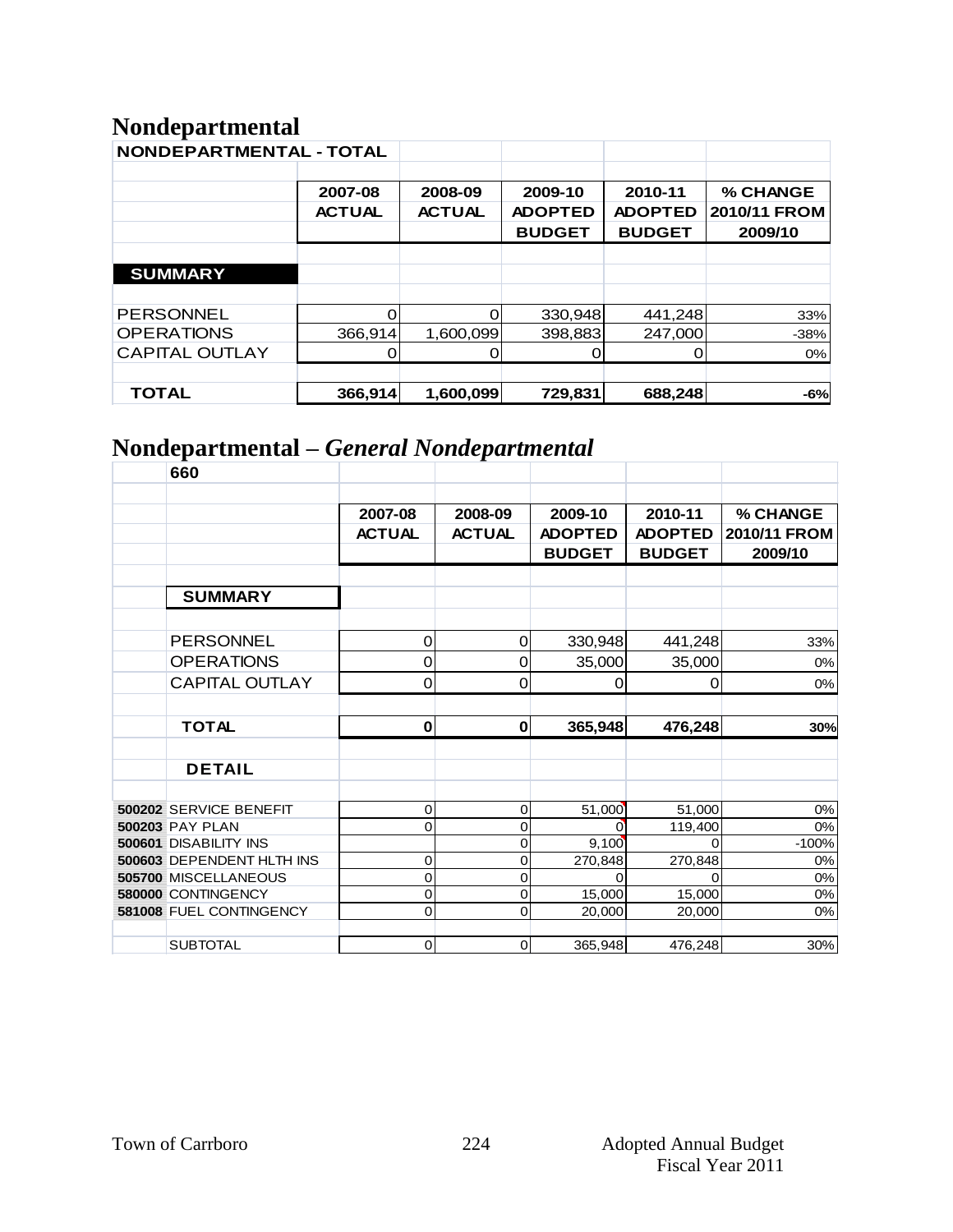# Nondepartmental

| NONDEPARTMENTAL - TOTAL | 2007-08 ACTUAL | 2008-09 ACTUAL | 2009-10 ADOPTED BUDGET | 2010-11 ADOPTED BUDGET | % CHANGE 2010/11 FROM 2009/10 |
|---|---|---|---|---|---|
| **SUMMARY** | | | | | |
| PERSONNEL | 0 | 0 | 330,948 | 441,248 | 33% |
| OPERATIONS | 366,914 | 1,600,099 | 398,883 | 247,000 | -38% |
| CAPITAL OUTLAY | 0 | 0 | 0 | 0 | 0% |
| **TOTAL** | **366,914** | **1,600,099** | **729,831** | **688,248** | **-6%** |

# Nondepartmental – *General Nondepartmental*

| | 660 | 2007-08 ACTUAL | 2008-09 ACTUAL | 2009-10 ADOPTED BUDGET | 2010-11 ADOPTED BUDGET | % CHANGE 2010/11 FROM 2009/10 |
|---|---|---|---|---|---|---|
| | **SUMMARY** | | | | | |
| | PERSONNEL | 0 | 0 | 330,948 | 441,248 | 33% |
| | OPERATIONS | 0 | 0 | 35,000 | 35,000 | 0% |
| | CAPITAL OUTLAY | 0 | 0 | 0 | 0 | 0% |
| | **TOTAL** | **0** | **0** | **365,948** | **476,248** | **30%** |
| | **DETAIL** | | | | | |
| **500202** | SERVICE BENEFIT | 0 | 0 | 51,000 | 51,000 | 0% |
| **500203** | PAY PLAN | 0 | 0 | 0 | 119,400 | 0% |
| **500601** | DISABILITY INS | | 0 | 9,100 | 0 | -100% |
| **500603** | DEPENDENT HLTH INS | 0 | 0 | 270,848 | 270,848 | 0% |
| **505700** | MISCELLANEOUS | 0 | 0 | 0 | 0 | 0% |
| **580000** | CONTINGENCY | 0 | 0 | 15,000 | 15,000 | 0% |
| **581008** | FUEL CONTINGENCY | 0 | 0 | 20,000 | 20,000 | 0% |
| | SUBTOTAL | 0 | 0 | 365,948 | 476,248 | 30% |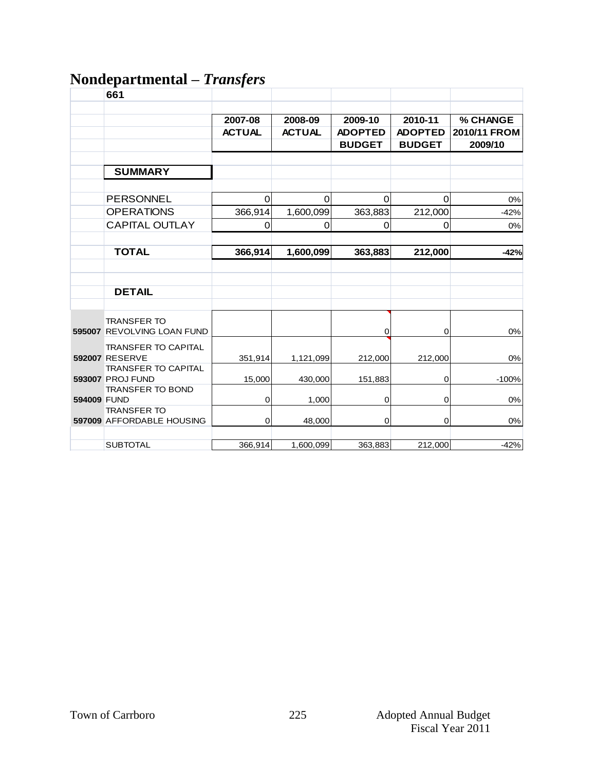# Nondepartmental – *Transfers*

| | 661 | 2007-08 ACTUAL | 2008-09 ACTUAL | 2009-10 ADOPTED BUDGET | 2010-11 ADOPTED BUDGET | % CHANGE 2010/11 FROM 2009/10 |
|---|---|---|---|---|---|---|
| | **SUMMARY** | | | | | |
| | PERSONNEL | 0 | 0 | 0 | 0 | 0% |
| | OPERATIONS | 366,914 | 1,600,099 | 363,883 | 212,000 | -42% |
| | CAPITAL OUTLAY | 0 | 0 | 0 | 0 | 0% |
| | **TOTAL** | **366,914** | **1,600,099** | **363,883** | **212,000** | **-42%** |
| | **DETAIL** | | | | | |
| **595007** | TRANSFER TO REVOLVING LOAN FUND | | | 0 | 0 | 0% |
| **592007** | TRANSFER TO CAPITAL RESERVE | 351,914 | 1,121,099 | 212,000 | 212,000 | 0% |
| **593007** | TRANSFER TO CAPITAL PROJ FUND | 15,000 | 430,000 | 151,883 | 0 | -100% |
| **594009** | TRANSFER TO BOND FUND | 0 | 1,000 | 0 | 0 | 0% |
| **597009** | TRANSFER TO AFFORDABLE HOUSING | 0 | 48,000 | 0 | 0 | 0% |
| | SUBTOTAL | 366,914 | 1,600,099 | 363,883 | 212,000 | -42% |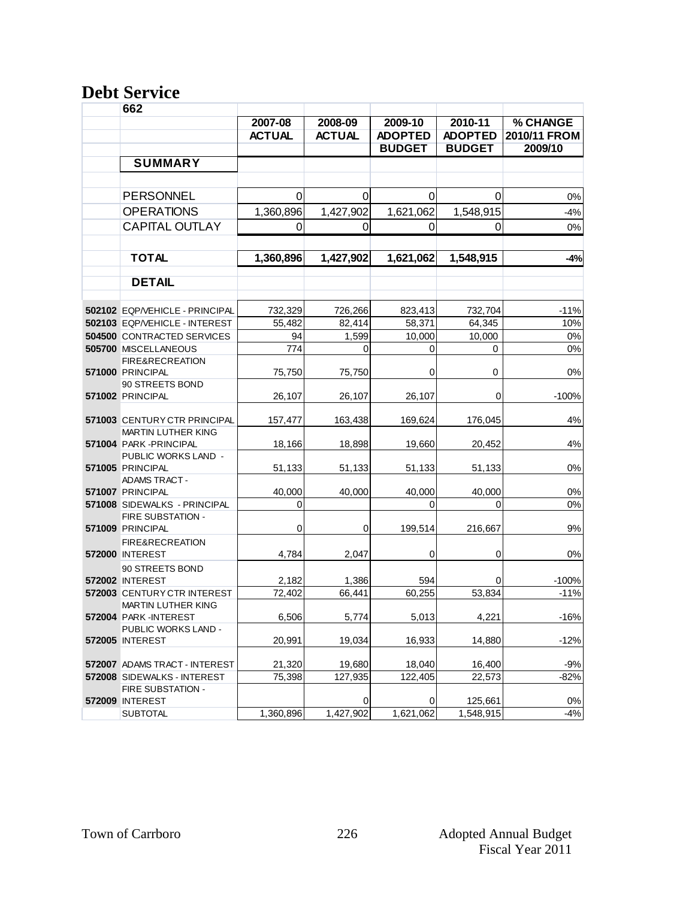# Debt Service

| | 662 | 2007-08 ACTUAL | 2008-09 ACTUAL | 2009-10 ADOPTED BUDGET | 2010-11 ADOPTED BUDGET | % CHANGE 2010/11 FROM 2009/10 |
|---|---|---|---|---|---|---|
| | **SUMMARY** | | | | | |
| | PERSONNEL | 0 | 0 | 0 | 0 | 0% |
| | OPERATIONS | 1,360,896 | 1,427,902 | 1,621,062 | 1,548,915 | -4% |
| | CAPITAL OUTLAY | 0 | 0 | 0 | 0 | 0% |
| | **TOTAL** | **1,360,896** | **1,427,902** | **1,621,062** | **1,548,915** | **-4%** |
| | **DETAIL** | | | | | |
| **502102** | EQP/VEHICLE - PRINCIPAL | 732,329 | 726,266 | 823,413 | 732,704 | -11% |
| **502103** | EQP/VEHICLE - INTEREST | 55,482 | 82,414 | 58,371 | 64,345 | 10% |
| **504500** | CONTRACTED SERVICES | 94 | 1,599 | 10,000 | 10,000 | 0% |
| **505700** | MISCELLANEOUS | 774 | 0 | 0 | 0 | 0% |
| **571000** | FIRE&RECREATION PRINCIPAL | 75,750 | 75,750 | 0 | 0 | 0% |
| **571002** | 90 STREETS BOND PRINCIPAL | 26,107 | 26,107 | 26,107 | 0 | -100% |
| **571003** | CENTURY CTR PRINCIPAL | 157,477 | 163,438 | 169,624 | 176,045 | 4% |
| **571004** | MARTIN LUTHER KING PARK -PRINCIPAL | 18,166 | 18,898 | 19,660 | 20,452 | 4% |
| **571005** | PUBLIC WORKS LAND - PRINCIPAL | 51,133 | 51,133 | 51,133 | 51,133 | 0% |
| **571007** | ADAMS TRACT - PRINCIPAL | 40,000 | 40,000 | 40,000 | 40,000 | 0% |
| **571008** | SIDEWALKS - PRINCIPAL | 0 | | 0 | 0 | 0% |
| **571009** | FIRE SUBSTATION - PRINCIPAL | 0 | 0 | 199,514 | 216,667 | 9% |
| **572000** | FIRE&RECREATION INTEREST | 4,784 | 2,047 | 0 | 0 | 0% |
| **572002** | 90 STREETS BOND INTEREST | 2,182 | 1,386 | 594 | 0 | -100% |
| **572003** | CENTURY CTR INTEREST | 72,402 | 66,441 | 60,255 | 53,834 | -11% |
| **572004** | MARTIN LUTHER KING PARK -INTEREST | 6,506 | 5,774 | 5,013 | 4,221 | -16% |
| **572005** | PUBLIC WORKS LAND - INTEREST | 20,991 | 19,034 | 16,933 | 14,880 | -12% |
| **572007** | ADAMS TRACT - INTEREST | 21,320 | 19,680 | 18,040 | 16,400 | -9% |
| **572008** | SIDEWALKS - INTEREST | 75,398 | 127,935 | 122,405 | 22,573 | -82% |
| **572009** | FIRE SUBSTATION - INTEREST | | 0 | 0 | 125,661 | 0% |
| | SUBTOTAL | 1,360,896 | 1,427,902 | 1,621,062 | 1,548,915 | -4% |